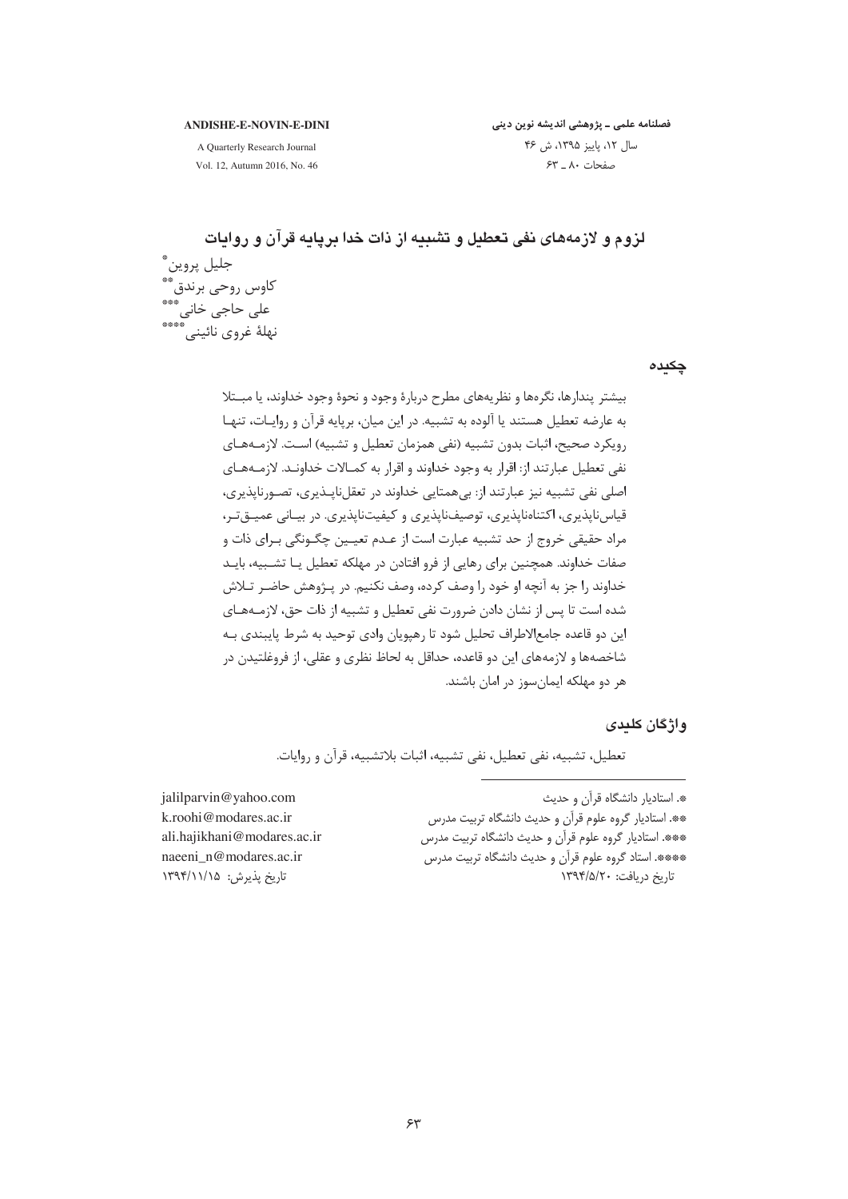# لزوم و لازمه‌های نفی تعطیل و تشبیه از ذات خدا برپایه قرآن و روایات

جلیل پروین[*]

کاوس روحی برندق[**]

علی حاجی خانی[***]

نهلهٔ غروی نائینی[****]

## چکیده

بیشتر پندارها، نگره‌ها و نظریه‌های مطرح دربارهٔ وجود و نحوهٔ وجود خداوند، یا مبتلا به عارضه تعطیل هستند یا آلوده به تشبیه. در این میان، برپایه قرآن و روایات، تنها رویکرد صحیح، اثبات بدون تشبیه (نفی همزمان تعطیل و تشبیه) است. لازمه‌های نفی تعطیل عبارتند از: اقرار به وجود خداوند و اقرار به کمالات خداوند. لازمه‌های اصلی نفی تشبیه نیز عبارتند از: بی‌همتایی خداوند در تعقل‌ناپذیری، تصورناپذیری، قیاس‌ناپذیری، اکتناه‌ناپذیری، توصیف‌ناپذیری و کیفیت‌ناپذیری. در بیانی عمیق‌تر، مراد حقیقی خروج از حد تشبیه عبارت است از عدم تعیین چگونگی برای ذات و صفات خداوند. همچنین برای رهایی از فرو افتادن در مهلکه تعطیل یا تشبیه، باید خداوند را جز به آنچه او خود را وصف کرده، وصف نکنیم. در پژوهش حاضر تلاش شده است تا پس از نشان دادن ضرورت نفی تعطیل و تشبیه از ذات حق، لازمه‌های این دو قاعده جامع‌الاطراف تحلیل شود تا رهپویان وادی توحید به شرط پایبندی به شاخصه‌ها و لازمه‌های این دو قاعده، حداقل به لحاظ نظری و عقلی، از فروغلتیدن در هر دو مهلکه ایمان‌سوز در امان باشند.

## واژگان کلیدی

تعطیل، تشبیه، نفی تعطیل، نفی تشبیه، اثبات بلاتشبیه، قرآن و روایات.

---

*. استادیار دانشگاه قرآن و حدیث — jalilparvin@yahoo.com

**. استادیار گروه علوم قرآن و حدیث دانشگاه تربیت مدرس — k.roohi@modares.ac.ir

***. استادیار گروه علوم قرآن و حدیث دانشگاه تربیت مدرس — ali.hajikhani@modares.ac.ir

****. استاد گروه علوم قرآن و حدیث دانشگاه تربیت مدرس — naeeni_n@modares.ac.ir

تاریخ دریافت: ۱۳۹۴/۵/۲۰

تاریخ پذیرش: ۱۳۹۴/۱۱/۱۵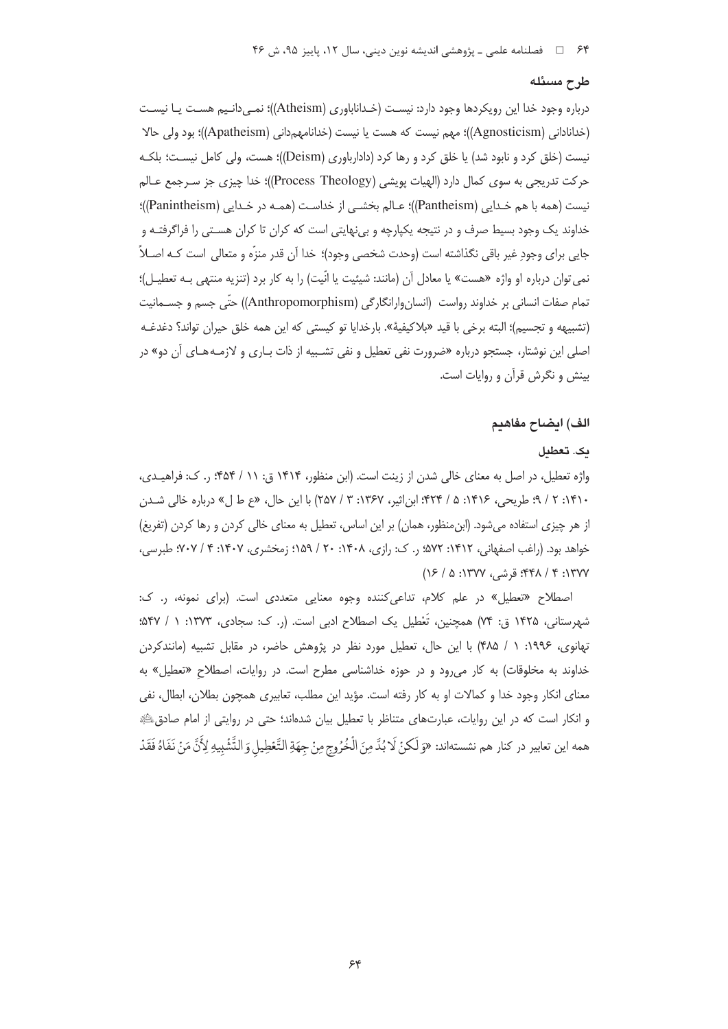## طرح مسئله

درباره وجود خدا این رویکردها وجود دارد: نیست (خداناباوری (Atheism))؛ نمی‌دانیم هست یا نیست (خداناداني (Agnosticism))؛ مهم نیست که هست یا نیست (خدانامهم‌دانی (Apatheism))؛ بود ولی حالا نیست (خلق کرد و نابود شد) یا خلق کرد و رها کرد (دادارباوری (Deism))؛ هست، ولی کامل نیست؛ بلکه حرکت تدریجی به سوی کمال دارد (الهیات پویشی (Process Theology))؛ خدا چیزی جز سرجمع عالم نیست (همه با هم خدایی (Pantheism))؛ عالم بخشی از خداست (همه در خدایی (Panintheism))؛ خداوند یک وجود بسیط صرف و در نتیجه یکپارچه و بی‌نهایتی است که کران تا کران هستی را فراگرفته و جایی برای وجودِ غیر باقی نگذاشته است (وحدت شخصی وجود)؛ خدا آن قدر منزّه و متعالی است که اصلاً نمی‌توان درباره او واژه «هست» یا معادل آن (مانند: شیئیت یا انّیت) را به کار برد (تنزیه منتهی به تعطیل)؛ تمام صفات انسانی بر خداوند رواست (انسان‌وارانگارگی (Anthropomorphism)) حتّی جسم و جسمانیت (تشبیهه و تجسیم)؛ البته برخی با قید «بلاکیفیةً». بارخدایا تو کیستی که این همه خلق حیران تواند؟ دغدغه اصلی این نوشتار، جستجو درباره «ضرورت نفی تعطیل و نفی تشبیه از ذات باری و لازمه‌های آن دو» در بینش و نگرش قرآن و روایات است.

## الف) ایضاح مفاهیم

### یک. تعطیل

واژه تعطیل، در اصل به معنای خالی شدن از زینت است. (ابن منظور، ۱۴۱۴ ق: ۱۱ / ۴۵۴؛ ر. ک: فراهیدی، ۱۴۱۰: ۲ / ۹؛ طریحی، ۱۴۱۶: ۵ / ۴۲۴؛ ابن‌اثیر، ۱۳۶۷: ۳ / ۲۵۷) با این حال، «ع ط ل» درباره خالی شدن از هر چیزی استفاده می‌شود. (ابن‌منظور، همان) بر این اساس، تعطیل به معنای خالی کردن و رها کردن (تفریغ) خواهد بود. (راغب اصفهانی، ۱۴۱۲: ۵۷۲؛ ر. ک: رازی، ۱۴۰۸: ۲۰ / ۱۵۹؛ زمخشری، ۱۴۰۷: ۴ / ۷۰۷؛ طبرسی، ۱۳۷۷: ۴ / ۴۴۸؛ قرشی، ۱۳۷۷: ۵ / ۱۶)

اصطلاح «تعطیل» در علم کلام، تداعی‌کننده وجوه معنایی متعددی است. (برای نمونه، ر. ک: شهرستانی، ۱۴۲۵ ق: ۷۴) همچنین، تَعْطیل یک اصطلاح ادبی است. (ر. ک: سجادی، ۱۳۷۳: ۱ / ۵۴۷؛ تهانوی، ۱۹۹۶: ۱ / ۴۸۵) با این حال، تعطیل مورد نظر در پژوهش حاضر، در مقابل تشبیه (مانندکردن خداوند به مخلوقات) به کار می‌رود و در حوزه خداشناسی مطرح است. در روایات، اصطلاحِ «تعطیل» به معنای انکار وجود خدا و کمالات او به کار رفته است. مؤید این مطلب، تعابیری همچون بطلان، ابطال، نفی و انکار است که در این روایات، عبارت‌های متناظر با تعطیل بیان شده‌اند؛ حتی در روایتی از امام صادقؑ همه این تعابیر در کنار هم نشسته‌اند: «وَ لَكِنْ لَا بُدَّ مِنَ الْخُرُوجِ مِنْ جِهَةِ التَّعْطِيلِ وَ التَّشْبِيهِ لِأَنَّ مَنْ نَفَاهُ فَقَدْ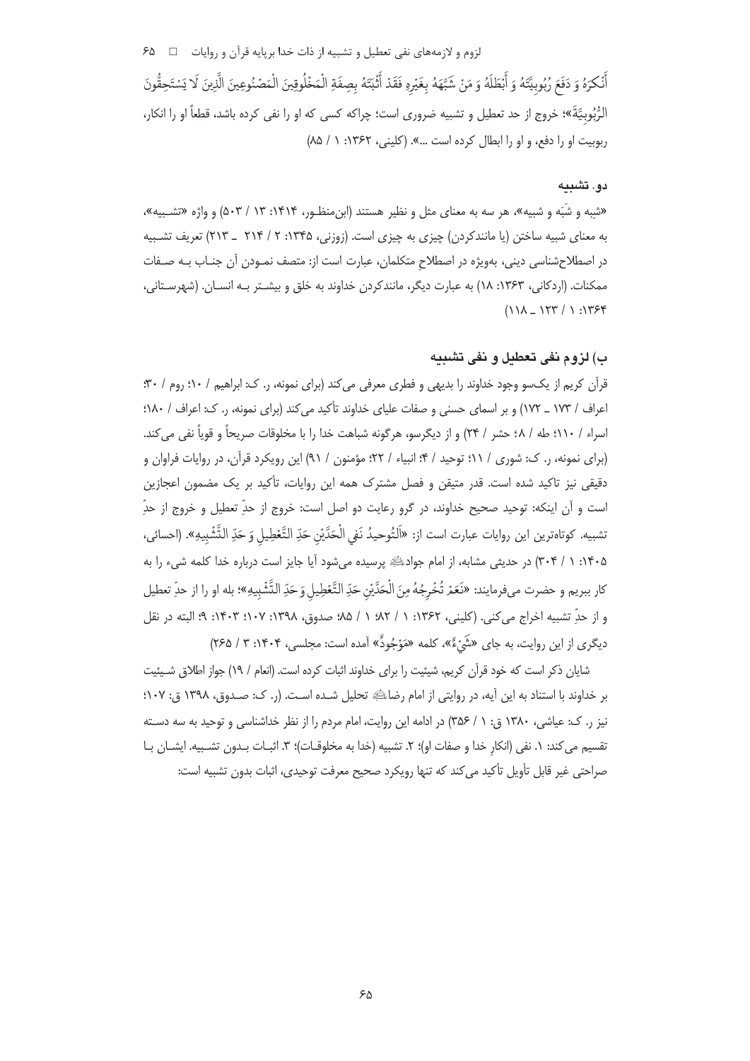أَنكرهُ وَ دَفَعَ رُبُوبِيَّتَهُ وَ أَبْطَلَهُ وَ مَنْ شَبَّهَهُ بِغَيْرِهِ فَقَدْ أَثْبَتَهُ بِصِفَةِ الْمَخْلُوقِينَ الْمَصْنُوعِينَ الَّذِينَ لَا يَسْتَحِقُّونَ الرُّبُوبِيَّةَ»؛ خروج از حد تعطیل و تشبیه ضروری است؛ چراکه کسی که او را نفی کرده باشد، قطعاً او را انکار، ربوبیت او را دفع، و او را ابطال کرده است ...». (کلینی، ۱۳۶۲: ۱ / ۸۵)

### دو. تشبیه

«شِبه و شَبَه و شبیه»، هر سه به معنای مثل و نظیر هستند (ابن‌منظور، ۱۴۱۴: ۱۳ / ۵۰۳) و واژه «تشبیه»، به معنای شبیه ساختن (یا مانندکردن) چیزی به چیزی است. (زوزنی، ۱۳۴۵: ۲ / ۲۱۴ ـ ۲۱۳) تعریف تشبیه در اصطلاح‌شناسی دینی، به‌ویژه در اصطلاحِ متکلمان، عبارت است از: متصف نمودن آن جناب به صفات ممکنات. (اردکانی، ۱۳۶۳: ۱۸) به عبارت دیگر، مانندکردن خداوند به خلق و بیشتر به انسان. (شهرستانی، ۱۳۶۴: ۱ / ۱۲۳ ـ ۱۱۸)

## ب) لزوم نفی تعطیل و نفی تشبیه

قرآن کریم از یک‌سو وجود خداوند را بدیهی و فطری معرفی می‌کند (برای نمونه، ر. ک: ابراهیم / ۱۰؛ روم / ۳۰؛ اعراف / ۱۷۳ ـ ۱۷۲) و بر اسمای حسنی و صفات علیای خداوند تأکید می‌کند (برای نمونه، ر. ک: اعراف / ۱۸۰؛ اسراء / ۱۱۰؛ طه / ۸؛ حشر / ۲۴) و از دیگرسو، هرگونه شباهت خدا را با مخلوقات صریحاً و قویاً نفی می‌کند. (برای نمونه، ر. ک: شوری / ۱۱؛ توحید / ۴؛ انبیاء / ۲۲؛ مؤمنون / ۹۱) این رویکرد قرآن، در روایات فراوان و دقیقی نیز تاکید شده است. قدر متیقن و فصل مشترک همه این روایات، تأکید بر یک مضمون اعجازین است و آن اینکه: توحید صحیح خداوند، در گرو رعایت دو اصل است: خروج از حدِّ تعطیل و خروج از حدِّ تشبیه. کوتاه‌ترین این روایات عبارت است از: «اَلتُوحیدُ نَفيِ الْحَدَّيْنِ حَدِّ التَّعْطِيلِ وَ حَدِّ التَّشْبِيهِ». (احسائی، ۱۴۰۵: ۱ / ۳۰۴) در حدیثی مشابه، از امام جواد پرسیده می‌شود آیا جایز است درباره خدا کلمه شیء را به کار ببریم و حضرت می‌فرمایند: «نَعَمْ تُخْرِجُهُ مِنَ الْحَدَّيْنِ حَدِّ التَّعْطِيلِ وَ حَدِّ التَّشْبِيهِ»؛ بله او را از حدّ تعطیل و از حدِّ تشبیه اخراج می‌کنی. (کلینی، ۱۳۶۲: ۱ / ۸۲؛ ۱ / ۸۵؛ صدوق، ۱۳۹۸: ۱۰۷؛ ۱۴۰۳: ۹؛ البته در نقل دیگری از این روایت، به جای «شَيْءٌ»، کلمه «مَوْجُودٌ» آمده است: مجلسی، ۱۴۰۴: ۳ / ۲۶۵)

شایان ذکر است که خود قرآن کریم، شیئیت را برای خداوند اثبات کرده است. (انعام / ۱۹) جواز اطلاق شیئیت بر خداوند با استناد به این آیه، در روایتی از امام رضا تحلیل شده است. (ر. ک: صدوق، ۱۳۹۸ ق: ۱۰۷؛ نیز ر. ک: عیاشی، ۱۳۸۰ ق: ۱ / ۳۵۶) در ادامه این روایت، امام مردم را از نظر خداشناسی و توحید به سه دسته تقسیم می‌کند: ۱. نفی (انکارِ خدا و صفات او)؛ ۲. تشبیه (خدا به مخلوقات)؛ ۳. اثبات بدون تشبیه. ایشان با صراحتی غیر قابل تأویل تأکید می‌کند که تنها رویکرد صحیح معرفت توحیدی، اثبات بدون تشبیه است: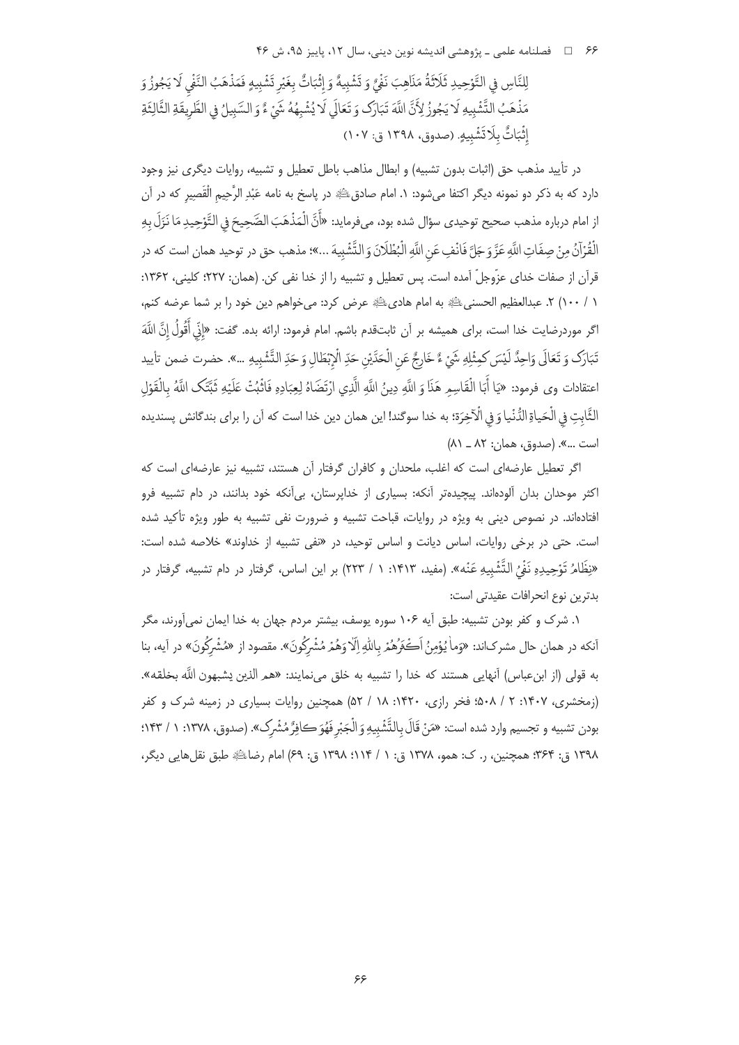لِلنَّاسِ فِي التَّوْحِيدِ ثَلَاثَةُ مَذَاهِبَ نَفْيٌ وَ تَشْبِيهٌ وَ إِثْبَاتٌ بِغَيْرِ تَشْبِيهٍ فَمَذْهَبُ النَّفْيِ لَا يَجُوزُ وَ مَذْهَبُ التَّشْبِيهِ لَا يَجُوزُ لِأَنَّ اللَّهَ تَبَارَكَ وَ تَعَالَى لَا يُشْبِهُهُ شَيْ ءٌ وَ السَّبِيلُ فِي الطَّرِيقَةِ الثَّالِثَةِ إِثْبَاتٌ بِلَا تَشْبِيهٍ. (صدوق، ۱۳۹۸ ق: ۱۰۷)

در تأیید مذهب حق (اثبات بدون تشبیه) و ابطال مذاهب باطل تعطیل و تشبیه، روایات دیگری نیز وجود دارد که به ذکر دو نمونه دیگر اکتفا می‌شود: ۱. امام صادق در پاسخ به نامه عَبْدِ الرَّحِيمِ الْقَصِيرِ که در آن از امام درباره مذهب صحیح توحیدی سؤال شده بود، می‌فرماید: «أَنَّ الْمَذْهَبَ الصَّحِيحَ فِي التَّوْحِيدِ مَا نَزَلَ بِهِ الْقُرْآنُ مِنْ صِفَاتِ اللَّهِ عَزَّ وَ جَلَّ فَانْفِ عَنِ اللَّهِ الْبُطْلَانَ وَ التَّشْبِيهَ ...»؛ مذهب حق در توحید همان است که در قرآن از صفات خدای عزّوجلّ آمده است. پس تعطیل و تشبیه را از خدا نفی کن. (همان: ۲۲۷؛ کلینی، ۱۳۶۲: ۱ / ۱۰۰) ۲. عبدالعظیم الحسنی به امام هادی عرض کرد: می‌خواهم دین خود را بر شما عرضه کنم، اگر موردرضایت خدا است، برای همیشه بر آن ثابت‌قدم باشم. امام فرمود: ارائه بده. گفت: «إِنِّي أَقُولُ إِنَّ اللَّهَ تَبَارَكَ وَ تَعَالَى وَاحِدٌ لَيْسَ كَمِثْلِهِ شَيْ ءٌ خَارِجٌ عَنِ الْحَدَّيْنِ حَدِّ الْإِبْطَالِ وَ حَدِّ التَّشْبِيهِ ...». حضرت ضمن تأیید اعتقادات وی فرمود: «يَا أَبَا الْقَاسِمِ هَذَا وَ اللَّهِ دِينُ اللَّهِ الَّذِي ارْتَضَاهُ لِعِبَادِهِ فَاثْبُتْ عَلَيْهِ ثَبَّتَكَ اللَّهُ بِالْقَوْلِ الثَّابِتِ فِي الْحَيَاةِ الدُّنْيا وَ فِي الْآخِرَةِ؛ به خدا سوگند! این همان دین خدا است که آن را برای بندگانش پسندیده است ...». (صدوق، همان: ۸۲ ـ ۸۱)

اگر تعطیل عارضه‌ای است که اغلب، ملحدان و کافران گرفتار آن هستند، تشبیه نیز عارضه‌ای است که اکثر موحدان بدان آلوده‌اند. پیچیده‌تر آنکه: بسیاری از خداپرستان، بی‌آنکه خود بدانند، در دام تشبیه فرو افتاده‌اند. در نصوص دینی به ویژه در روایات، قباحت تشبیه و ضرورت نفی تشبیه به طور ویژه تأکید شده است. حتی در برخی روایات، اساس دیانت و اساس توحید، در «نفی تشبیه از خداوند» خلاصه شده است: «نِظَامُ تَوْحِيدِهِ نَفْيُ التَّشْبِيهِ عَنْه». (مفید، ۱۴۱۳: ۱ / ۲۲۳) بر این اساس، گرفتار در دام تشبیه، گرفتار در بدترین نوع انحرافات عقیدتی است:

۱. شرک و کفر بودن تشبیه: طبق آیه ۱۰۶ سوره یوسف، بیشتر مردم جهان به خدا ایمان نمی‌آورند، مگر آنکه در همان حال مشرک‌اند: «وَما يُؤْمِنُ أَكْثَرُهُمْ بِاللهِ إِلَّا وَهُمْ مُشْرِكُونَ». مقصود از «مُشْرِكُونَ» در آیه، بنا به قولی (از ابن‌عباس) آنهایی هستند که خدا را تشبیه به خلق می‌نمایند: «هم الذين يشبهون اللّه بخلقه». (زمخشری، ۱۴۰۷: ۲ / ۵۰۸؛ فخر رازی، ۱۴۲۰: ۱۸ / ۵۲) همچنین روایات بسیاری در زمینه شرک و کفر بودن تشبیه و تجسیم وارد شده است: «مَنْ قَالَ بِالتَّشْبِيهِ وَ الْجَبْرِ فَهُوَ كَافِرٌ مُشْرِك». (صدوق، ۱۳۷۸: ۱ / ۱۴۳؛ ۱۳۹۸ ق: ۳۶۴؛ همچنین، ر. ک: همو، ۱۳۷۸ ق: ۱ / ۱۱۴؛ ۱۳۹۸ ق: ۶۹) امام رضا طبق نقل‌هایی دیگر،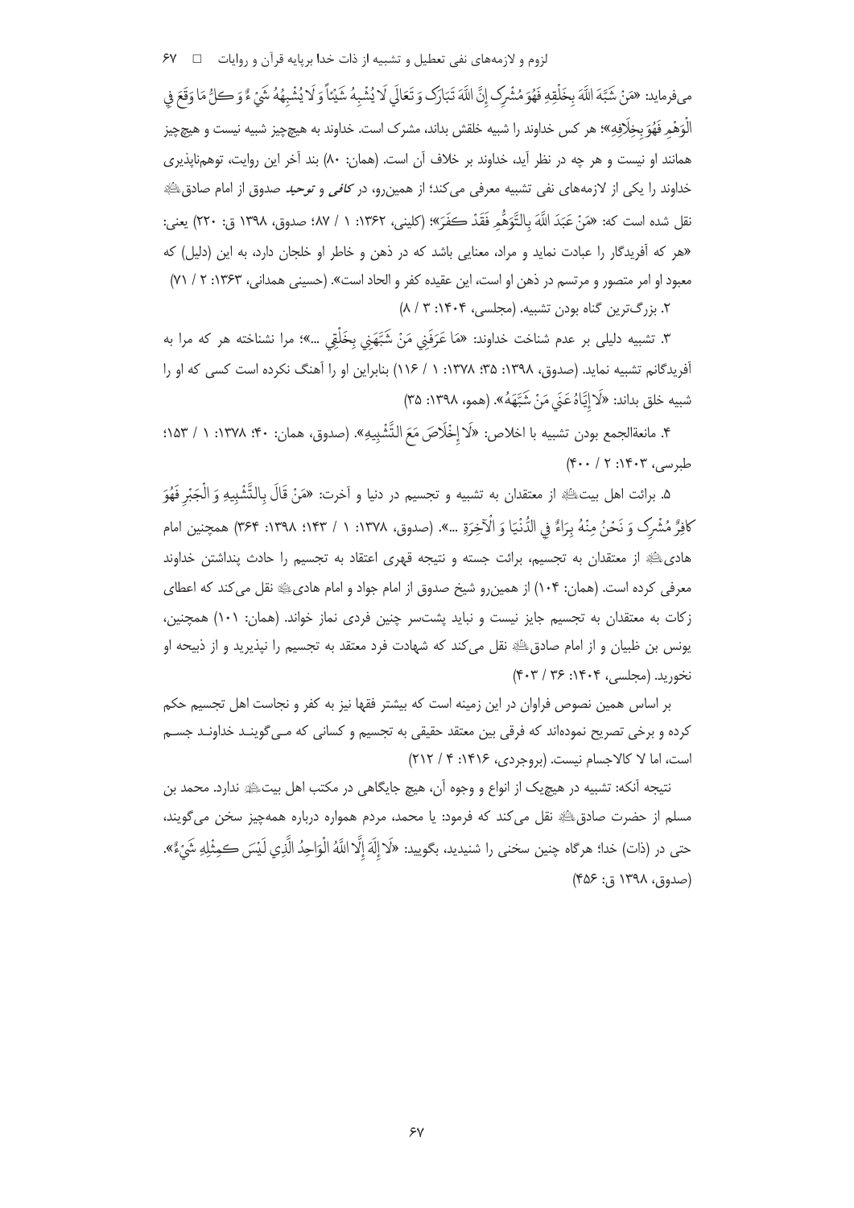می‌فرماید: «مَنْ شَبَّهَ اللَّهَ بِخَلْقِهِ فَهُوَ مُشْرِک إِنَّ اللَّهَ تَبَارَک وَ تَعَالَی لَا یُشْبِهُ شَیْئاً وَ لَا یُشْبِهُهُ شَیْ‌ءٌ وَ کلُّ مَا وَقَعَ فِی الْوَهْمِ فَهُوَ بِخِلَافِهِ»؛ هر کس خداوند را شبیه خلقش بداند، مشرک است. خداوند به هیچ‌چیز شبیه نیست و هیچ‌چیز همانند او نیست و هر چه در نظر آید، خداوند بر خلاف آن است. (همان: ۸۰) بند آخر این روایت، توهم‌ناپذیری خداوند را یکی از لازمه‌های نفی تشبیه معرفی می‌کند؛ از همین‌رو، در *کافی* و *توحید* صدوق از امام صادق علیه السلام نقل شده است که: «مَنْ عَبَدَ اللَّهَ بِالتَّوَهُّمِ فَقَدْ کفَرَ»؛ (کلینی، ۱۳۶۲: ۱ / ۸۷؛ صدوق، ۱۳۹۸ ق: ۲۲۰) یعنی: «هر که آفریدگار را عبادت نماید و مراد، معنایی باشد که در ذهن و خاطر او خلجان دارد، به این (دلیل) که معبود او امر متصور و مرتسم در ذهن او است، این عقیده کفر و الحاد است». (حسینی همدانی، ۱۳۶۳: ۲ / ۷۱)

۲. بزرگ‌ترین گناه بودن تشبیه. (مجلسی، ۱۴۰۴: ۳ / ۸)

۳. تشبیه دلیلی بر عدم شناخت خداوند: «مَا عَرَفَنِی مَنْ شَبَّهَنِی بِخَلْقِی ...»؛ مرا نشناخته هر که مرا به آفریدگانم تشبیه نماید. (صدوق، ۱۳۹۸: ۳۵؛ ۱۳۷۸: ۱ / ۱۱۶) بنابراین او را آهنگ نکرده است کسی که او را شبیه خلق بداند: «لَا إِیَّاهُ عَنَی مَنْ شَبَّهَهُ». (همو، ۱۳۹۸: ۳۵)

۴. مانعةالجمع بودن تشبیه با اخلاص: «لَا إِخْلَاصَ مَعَ التَّشْبِیهِ». (صدوق، همان: ۴۰؛ ۱۳۷۸: ۱ / ۱۵۳؛ طبرسی، ۱۴۰۳: ۲ / ۴۰۰)

۵. برائت اهل بیت علیهم السلام از معتقدان به تشبیه و تجسیم در دنیا و آخرت: «مَنْ قَالَ بِالتَّشْبِیهِ وَ الْجَبْرِ فَهُوَ کافِرٌ مُشْرِک وَ نَحْنُ مِنْهُ بِرَاءٌ فِی الدُّنْیَا وَ الْآخِرَةِ ...». (صدوق، ۱۳۷۸: ۱ / ۱۴۳؛ ۱۳۹۸: ۳۶۴) همچنین امام هادی علیه السلام از معتقدان به تجسیم، برائت جسته و نتیجه قهری اعتقاد به تجسیم را حادث پنداشتن خداوند معرفی کرده است. (همان: ۱۰۴) از همین‌رو شیخ صدوق از امام جواد و امام هادی علیهما السلام نقل می‌کند که اعطای زکات به معتقدان به تجسیم جایز نیست و نباید پشت‌سر چنین فردی نماز خواند. (همان: ۱۰۱) همچنین، یونس بن ظبیان و از امام صادق علیه السلام نقل می‌کند که شهادت فرد معتقد به تجسیم را نپذیرید و از ذبیحه او نخورید. (مجلسی، ۱۴۰۴: ۳۶ / ۴۰۳)

بر اساس همین نصوص فراوان در این زمینه است که بیشتر فقها نیز به کفر و نجاست اهل تجسیم حکم کرده و برخی تصریح نموده‌اند که فرقی بین معتقد حقیقی به تجسیم و کسانی که مـی‌گوینـد خداونـد جسـم است، اما لا کالاجسام نیست. (بروجردی، ۱۴۱۶: ۴ / ۲۱۲)

نتیجه آنکه: تشبیه در هیچ‌یک از انواع و وجوه آن، هیچ جایگاهی در مکتب اهل بیت علیهم السلام ندارد. محمد بن مسلم از حضرت صادق علیه السلام نقل می‌کند که فرمود: یا محمد، مردم همواره درباره همه‌چیز سخن می‌گویند، حتی در (ذات) خدا؛ هرگاه چنین سخنی را شنیدید، بگویید: «لَا إِلَهَ إِلَّا اللَّهُ الْوَاحِدُ الَّذِی لَیْسَ کمِثْلِهِ شَیْ‌ءٌ». (صدوق، ۱۳۹۸ ق: ۴۵۶)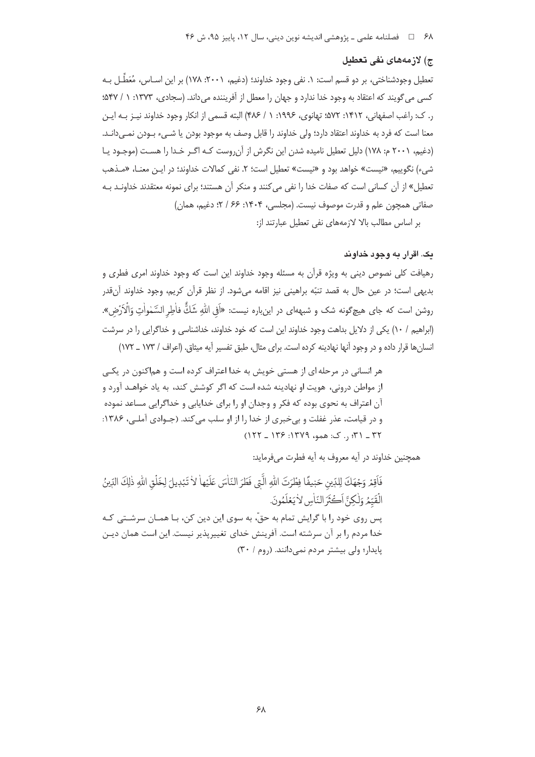### ج) لازمه‌های نفی تعطیل

تعطیل وجودشناختی، بر دو قسم است: ۱. نفی وجود خداوند؛ (دغیم، ۲۰۰۱: ۱۷۸) بر این اساس، مُعَطِّل بـه کسی می‌گویند که اعتقاد به وجود خدا ندارد و جهان را معطل از آفریننده می‌داند. (سجادی، ۱۳۷۳: ۱ / ۵۴۷؛ ر. ک: راغب اصفهانی، ۱۴۱۲: ۵۷۲؛ تهانوی، ۱۹۹۶: ۱ / ۴۸۶) البته قسمی از انکار وجود خداوند نیـز بـه ایـن معنا است که فرد به خداوند اعتقاد دارد؛ ولی خداوند را قابل وصف به موجود بودن یا شـیء بـودن نمـی‌دانـد. (دغیم، ۲۰۰۱ م: ۱۷۸) دلیل تعطیل نامیده شدن این نگرش از آن‌روست کـه اگـر خـدا را هسـت (موجـود یـا شیء) نگوییم، «نیست» خواهد بود و «نیست» تعطیل است؛ ۲. نفی کمالات خداوند؛ در ایـن معنـا، «مـذهب تعطیل» از آن کسانی است که صفات خدا را نفی می‌کنند و منکر آن هستند؛ برای نمونه معتقدند خداونـد بـه صفاتی همچون علم و قدرت موصوف نیست. (مجلسی، ۱۴۰۴: ۶۶ / ۲؛ دغیم، همان)

بر اساس مطالب بالا لازمه‌های نفی تعطیل عبارتند از:

#### یک. اقرار به وجود خداوند

رهیافت کلی نصوص دینی به ویژه قرآن به مسئله وجود خداوند این است که وجود خداوند امری فطری و بدیهی است؛ در عین حال به قصد تنبّه براهینی نیز اقامه می‌شود. از نظر قرآن کریم، وجود خداوند آن‌قدر روشن است که جای هیچ‌گونه شک و شبهه‌ای در این‌باره نیست: «اَفِی اللهِ شَکٌّ فاطِرِ السَّمٰواتِ وَالْاَرْضِ». (ابراهیم / ۱۰) یکی از دلایل بداهت وجود خداوند این است که خود خداوند، خداشناسی و خداگرایی را در سرشت انسان‌ها قرار داده و در وجود آنها نهادینه کرده است. برای مثال، طبق تفسیر آیه میثاق. (اعراف / ۱۷۳ ـ ۱۷۲)

> هر انسانی در مرحله ای از هستی خویش به خدا اعتراف کرده است و هم‌اکنون در یکـی از مواطن درونی، هویت او نهادینه شده است که اگر کوشش کند، به یاد خواهـد آورد و آن اعتراف به نحوی بوده که فکر و وجدان او را برای خدایابی و خداگرایی مساعد نموده و در قیامت، عذر غفلت و بی‌خبری از خدا را از او سلب می‌کند. (جـوادی آملـی، ۱۳۸۶: ۳۲ ـ ۳۱؛ ر. ک: همو، ۱۳۷۹: ۱۳۶ ـ ۱۲۲)

همچنین خداوند در آیه معروف به آیه فطرت می‌فرماید:

> فَاَقِمْ وَجْهَكَ لِلدّینِ حَنیفًا فِطْرَتَ اللهِ الَّتی فَطَرَ النّاسَ عَلَیْها لا تَبْدیلَ لِخَلْقِ اللهِ ذٰلِكَ الدّینُ الْقَیِّمُ وَلٰكِنَّ اَكْثَرَ النّاسِ لا یَعْلَمُونَ.
>
> پس روی خود را با گرایش تمام به حقّ، به سوی این دین کن، بـا همـان سرشـتی کـه خدا مردم را بر آن سرشته است. آفرینش خدای تغییرپذیر نیست. این است همان دیـن پایدار؛ ولی بیشتر مردم نمی‌دانند. (روم / ۳۰)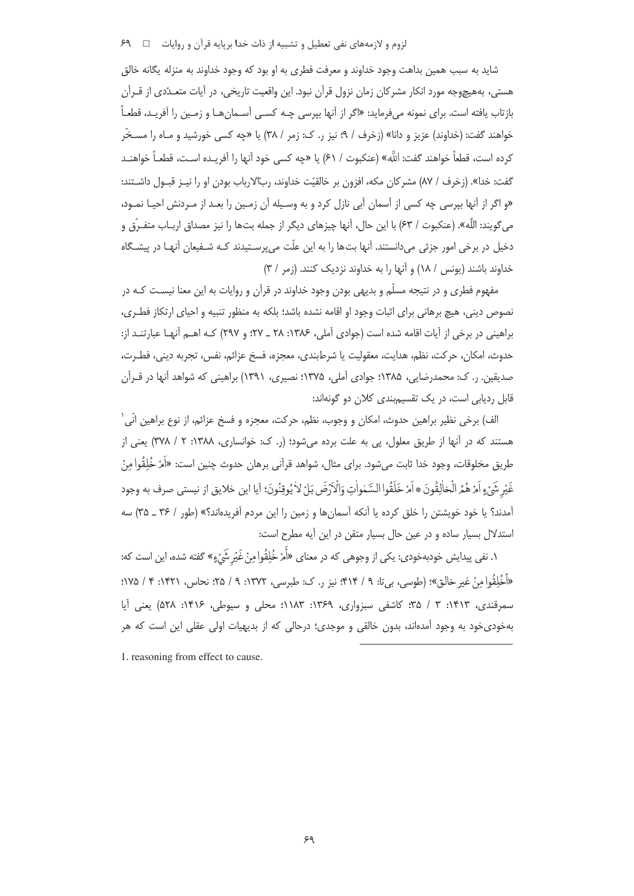شاید به سبب همین بداهت وجود خداوند و معرفت فطری به او بود که وجود خداوند به منزله یگانه خالق هستی، به‌هیچ‌وجه مورد انکار مشرکان زمان نزول قرآن نبود. این واقعیت تاریخی، در آیات متعدّدی از قرآن بازتاب یافته است. برای نمونه می‌فرماید: «اگر از آنها بپرسی چه کسی آسمان‌ها و زمین را آفرید، قطعاً خواهند گفت: (خداوند) عزیز و دانا» (زخرف / ۹؛ نیز ر. ک: زمر / ۳۸) یا «چه کسی خورشید و ماه را مسخّر کرده است، قطعاً خواهند گفت: اللّه» (عنکبوت / ۶۱) یا «چه کسی خود آنها را آفریده است، قطعاً خواهند گفت: خدا». (زخرف / ۸۷) مشرکان مکه، افزون بر خالقیّت خداوند، ربّ‌الارباب بودن او را نیز قبول داشتند: «و اگر از آنها بپرسی چه کسی از آسمان آبی نازل کرد و به وسیله آن زمین را بعد از مردنش احیا نمود، می‌گویند: اللّه». (عنکبوت / ۶۳) با این حال، آنها چیزهای دیگر از جمله بت‌ها را نیز مصداق ارباب متفرّق و دخیل در برخی امور جزئی می‌دانستند. آنها بت‌ها را به این علّت می‌پرستیدند که شفیعان آنها در پیشگاه خداوند باشند (یونس / ۱۸) و آنها را به خداوند نزدیک کنند. (زمر / ۳)

مفهوم فطری و در نتیجه مسلّم و بدیهی بودن وجود خداوند در قرآن و روایات به این معنا نیست که در نصوص دینی، هیچ برهانی برای اثبات وجود او اقامه نشده باشد؛ بلکه به منظور تنبیه و احیای ارتکاز فطری، براهینی در برخی از آیات اقامه شده است (جوادی آملی، ۱۳۸۶: ۲۸ ـ ۲۷؛ و ۲۹۷) که اهم آنها عبارتند از: حدوث، امکان، حرکت، نظم، هدایت، معقولیت یا شرط‌بندی، معجزه، فسخ عزائم، نفس، تجربه دینی، فطرت، صدیقین. ر. ک: محمدرضایی، ۱۳۸۵؛ جوادی آملی، ۱۳۷۵؛ نصیری، ۱۳۹۱) براهینی که شواهد آنها در قرآن قابل ردیابی است، در یک تقسیم‌بندی کلان دو گونه‌اند:

الف) برخی نظیر براهین حدوث، امکان و وجوب، نظم، حرکت، معجزه و فسخ عزائم، از نوع براهین انّی[1] هستند که در آنها از طریق معلول، پی به علت برده می‌شود؛ (ر. ک: خوانساری، ۱۳۸۸: ۲ / ۳۷۸) یعنی از طریق مخلوقات، وجود خدا ثابت می‌شود. برای مثال، شواهد قرآنی برهان حدوث چنین است: «اَمْ خُلِقُوا مِنْ غَيْرِ شَيْءٍ اَمْ هُمُ الْخالِقُونَ * اَمْ خَلَقُوا السَّمٰواتِ وَالْاَرْضَ بَلْ لا يُوقِنُونَ؛ آیا این خلایق از نیستی صرف به وجود آمدند؟ یا خود خویشتن را خلق کرده یا آنکه آسمان‌ها و زمین را این مردم آفریده‌اند؟» (طور / ۳۶ ـ ۳۵) سه استدلال بسیار ساده و در عین حال بسیار متقن در این آیه مطرح است:

۱. نفی پیدایش خودبه‌خودی: یکی از وجوهی که در معنای «أَمْ خُلِقُوا مِنْ غَيْرِ شَيْءٍ» گفته شده، این است که: «أَخُلِقُوا مِنْ غير خالق»؛ (طوسی، بی‌تا: ۹ / ۴۱۴؛ نیز ر. ک: طبرسی، ۱۳۷۲: ۹ / ۲۵؛ نحاس، ۱۴۲۱: ۴ / ۱۷۵؛ سمرقندی، ۱۴۱۳: ۳ / ۳۵؛ کاشفی سبزواری، ۱۳۶۹: ۱۱۸۳؛ محلی و سیوطی، ۱۴۱۶: ۵۲۸) یعنی آیا به‌خودی‌خود به وجود آمده‌اند، بدون خالقی و موجدی؛ درحالی که از بدیهیات اولی عقلی این است که هر

---

1. reasoning from effect to cause.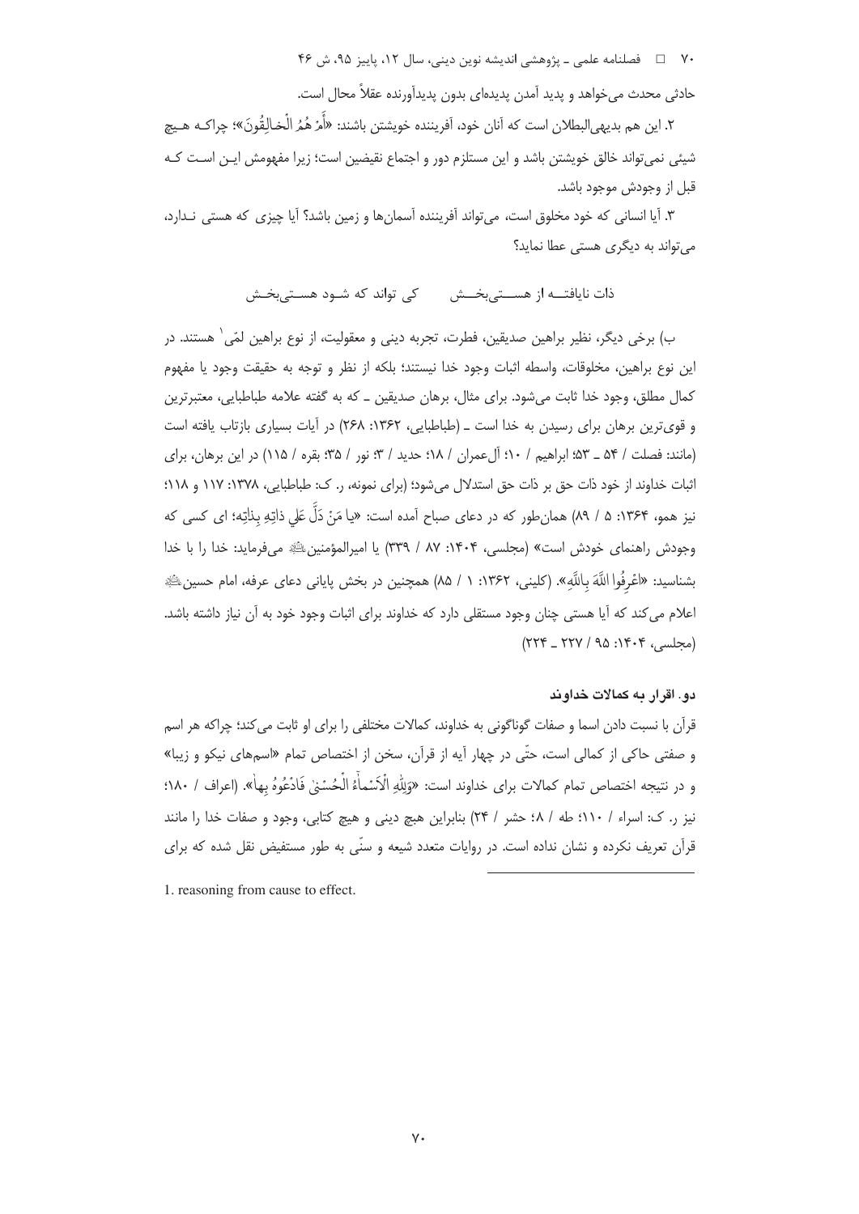حادثی محدث می‌خواهد و پدید آمدن پدیده‌ای بدون پدیدآورنده عقلاً محال است.

۲. این هم بدیهی‌البطلان است که آنان خود، آفریننده خویشتن باشند: «أَمْ هُمُ الْخالِقُونَ»؛ چراکـه هـیچ شیئی نمی‌تواند خالق خویشتن باشد و این مستلزم دور و اجتماع نقیضین است؛ زیرا مفهومش ایـن اسـت کـه قبل از وجودش موجود باشد.

۳. آیا انسانی که خود مخلوق است، می‌تواند آفریننده آسمان‌ها و زمین باشد؟ آیا چیزی که هستی نـدارد، می‌تواند به دیگری هستی عطا نماید؟

ذات نایافتــه از هســـتی‌بخــش &nbsp;&nbsp;&nbsp;&nbsp; کی تواند که شـود هسـتی‌بخـش

ب) برخی دیگر، نظیر براهین صدیقین، فطرت، تجربه دینی و معقولیت، از نوع براهین لمّی[1] هستند. در این نوع براهین، مخلوقات، واسطه اثبات وجود خدا نیستند؛ بلکه از نظر و توجه به حقیقت وجود یا مفهوم کمال مطلق، وجود خدا ثابت می‌شود. برای مثال، برهان صدیقین ـ که به گفته علامه طباطبایی، معتبرترین و قوی‌ترین برهان برای رسیدن به خدا است ـ (طباطبایی، ۱۳۶۲: ۲۶۸) در آیات بسیاری بازتاب یافته است (مانند: فصلت / ۵۴ ـ ۵۳؛ ابراهیم / ۱۰؛ آل‌عمران / ۱۸؛ حدید / ۳؛ نور / ۳۵؛ بقره / ۱۱۵) در این برهان، برای اثبات خداوند از خود ذات حق بر ذات حق استدلال می‌شود؛ (برای نمونه، ر. ک: طباطبایی، ۱۳۷۸: ۱۱۷ و ۱۱۸؛ نیز همو، ۱۳۶۴: ۵ / ۸۹) همان‌طور که در دعای صباح آمده است: «یا مَنْ دَلَّ عَلی ذاتِهِ بِذاتِهِ؛ ای کسی که وجودش راهنمای خودش است» (مجلسی، ۱۴۰۴: ۸۷ / ۳۳۹) یا امیرالمؤمنین علیه‌السلام می‌فرماید: خدا را با خدا بشناسید: «اعْرِفُوا اللَّهَ بِاللَّهِ». (کلینی، ۱۳۶۲: ۱ / ۸۵) همچنین در بخش پایانی دعای عرفه، امام حسین علیه‌السلام اعلام می‌کند که آیا هستی چنان وجود مستقلی دارد که خداوند برای اثبات وجود خود به آن نیاز داشته باشد. (مجلسی، ۱۴۰۴: ۹۵ / ۲۲۷ ـ ۲۲۴)

### دو. اقرار به کمالات خداوند

قرآن با نسبت دادن اسما و صفات گوناگونی به خداوند، کمالات مختلفی را برای او ثابت می‌کند؛ چراکه هر اسم و صفتی حاکی از کمالی است، حتّی در چهار آیه از قرآن، سخن از اختصاص تمام «اسم‌های نیکو و زیبا» و در نتیجه اختصاص تمام کمالات برای خداوند است: «وَلِلّهِ الْاَسْماءُ الْحُسْنىٰ فَادْعُوهُ بِها». (اعراف / ۱۸۰؛ نیز ر. ک: اسراء / ۱۱۰؛ طه / ۸؛ حشر / ۲۴) بنابراین هیچ دینی و هیچ کتابی، وجود و صفات خدا را مانند قرآن تعریف نکرده و نشان نداده است. در روایات متعدد شیعه و سنّی به طور مستفیض نقل شده که برای

---

1. reasoning from cause to effect.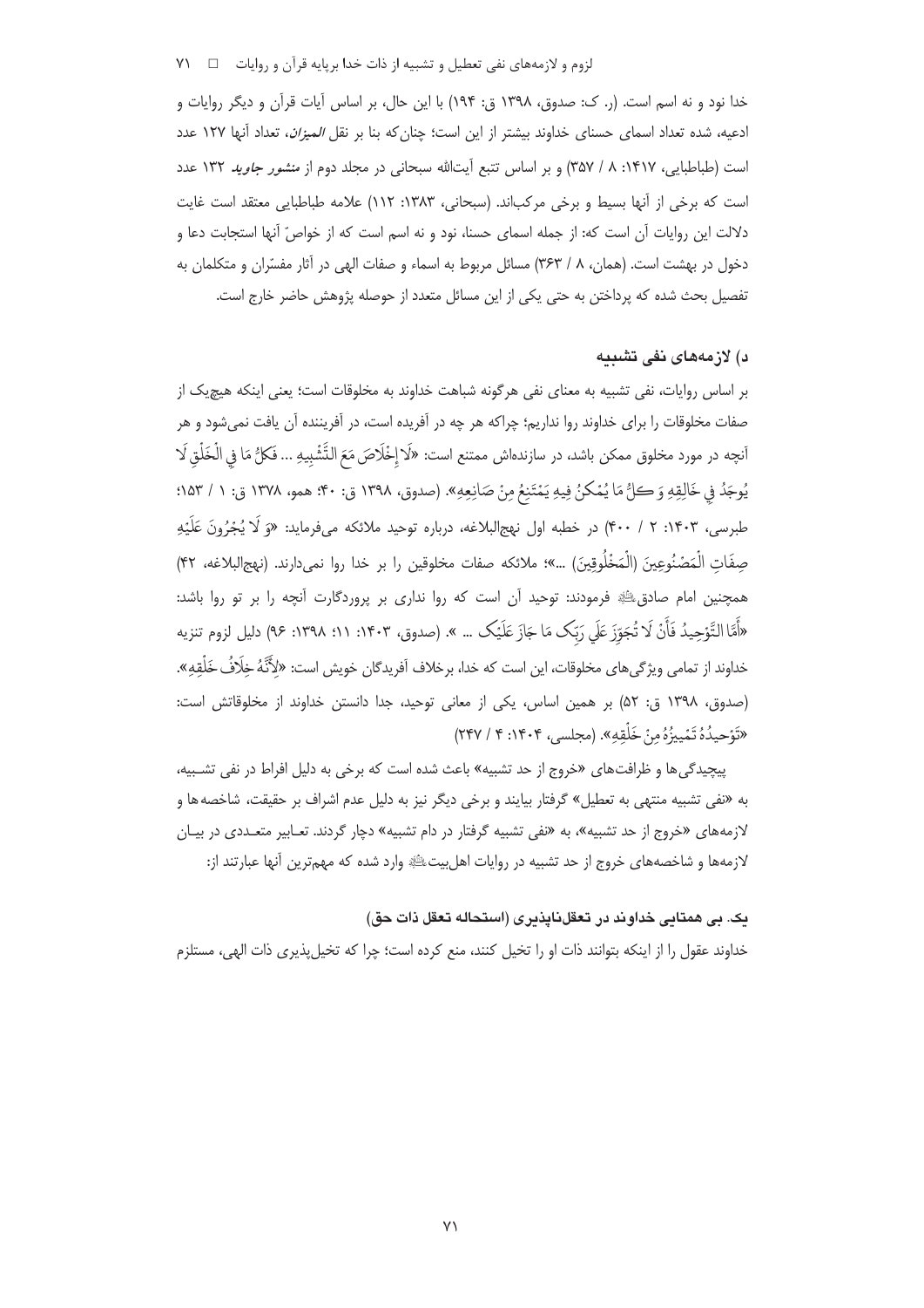خدا نود و نه اسم است. (ر. ک: صدوق، ۱۳۹۸ ق: ۱۹۴) با این حال، بر اساس آیات قرآن و دیگر روایات و ادعیه، شده تعداد اسمای حسنای خداوند بیشتر از این است؛ چنان‌که بنا بر نقل *المیزان*، تعداد آنها ۱۲۷ عدد است (طباطبایی، ۱۴۱۷: ۸ / ۳۵۷) و بر اساس تتبع آیت‌الله سبحانی در مجلد دوم از *منشور جاوید* ۱۳۲ عدد است که برخی از آنها بسیط و برخی مرکب‌اند. (سبحانی، ۱۳۸۳: ۱۱۲) علامه طباطبایی معتقد است غایت دلالت این روایات آن است که: از جمله اسمای حسنا، نود و نه اسم است که از خواصّ آنها استجابت دعا و دخول در بهشت است. (همان، ۸ / ۳۶۳) مسائل مربوط به اسماء و صفات الهی در آثار مفسّران و متکلمان به تفصیل بحث شده که پرداختن به حتی یکی از این مسائل متعدد از حوصله پژوهش حاضر خارج است.

### د) لازمه‌های نفی تشبیه

بر اساس روایات، نفی تشبیه به معنای نفی هرگونه شباهت خداوند به مخلوقات است؛ یعنی اینکه هیچ‌یک از صفات مخلوقات را برای خداوند روا نداریم؛ چراکه هر چه در آفریده است، در آفریننده آن یافت نمی‌شود و هر آنچه در مورد مخلوق ممکن باشد، در سازنده‌اش ممتنع است: «لَا إِخْلَاصَ مَعَ التَّشْبِيهِ ... فَكلُّ مَا فِي الْخَلْقِ لَا يُوجَدُ فِي خَالِقِهِ وَ كلُّ مَا يُمكنُ فِيهِ يَمْتَنِعُ مِنْ صَانِعِهِ». (صدوق، ۱۳۹۸ ق: ۴۰؛ همو، ۱۳۷۸ ق: ۱ / ۱۵۳؛ طبرسی، ۱۴۰۳: ۲ / ۴۰۰) در خطبه اول نهج‌البلاغه، درباره توحید ملائکه می‌فرماید: «وَ لَا يُجْرُونَ عَلَيْهِ صِفَاتِ الْمَصْنُوعِينَ (الْمَخْلُوقِينَ) ...»؛ ملائکه صفات مخلوقین را بر خدا روا نمی‌دارند. (نهج‌البلاغه، ۴۲) همچنین امام صادق علیه السلام فرمودند: توحید آن است که روا نداری بر پروردگارت آنچه را بر تو روا باشد: «أَمَّا التَّوْحِيدُ فَأَنْ لَا تُجَوِّزَ عَلَى رَبِّک مَا جَازَ عَلَيْک ... ». (صدوق، ۱۴۰۳: ۱۱؛ ۱۳۹۸: ۹۶) دلیل لزوم تنزیه خداوند از تمامی ویژگی‌های مخلوقات، این است که خدا، برخلاف آفریدگان خویش است: «لِأَنَّهُ خِلَافُ خَلْقِهِ». (صدوق، ۱۳۹۸ ق: ۵۲) بر همین اساس، یکی از معانی توحید، جدا دانستن خداوند از مخلوقاتش است: «تَوْحِيدُهُ تَمْيِيزُهُ مِنْ خَلْقِهِ». (مجلسی، ۱۴۰۴: ۴ / ۲۴۷)

پیچیدگی‌ها و ظرافت‌های «خروج از حد تشبیه» باعث شده است که برخی به دلیل افراط در نفی تشبیه، به «نفی تشبیه منتهی به تعطیل» گرفتار بیایند و برخی دیگر نیز به دلیل عدم اشراف بر حقیقت، شاخصه‌ها و لازمه‌های «خروج از حد تشبیه»، به «نفی تشبیه گرفتار در دام تشبیه» دچار گردند. تعابیر متعددی در بیان لازمه‌ها و شاخصه‌های خروج از حد تشبیه در روایات اهل‌بیت علیهم السلام وارد شده که مهم‌ترین آنها عبارتند از:

#### یک. بی همتایی خداوند در تعقل‌ناپذیری (استحاله تعقل ذات حق)

خداوند عقول را از اینکه بتوانند ذات او را تخیل کنند، منع کرده است؛ چرا که تخیل‌پذیری ذات الهی، مستلزم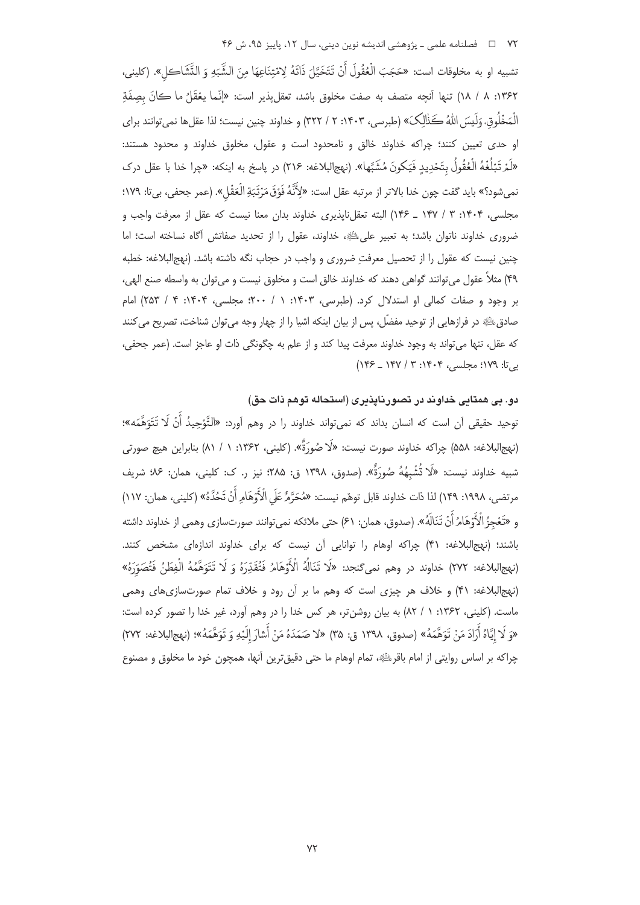تشبیه او به مخلوقات است: «حَجَبَ الْعُقُولَ أَنْ تَتَخَیَّلَ ذَاتَهُ لِامْتِنَاعِهَا مِنَ الشَّبَهِ وَ التَّشَاكُلِ». (کلینی، ۱۳۶۲: ۸ / ۱۸) تنها آنچه متصف به صفت مخلوق باشد، تعقل‌پذیر است: «إنّما یعْقَلُ ما كانَ بِصِفَةِ الْمَخْلُوقِ، وَلَیسَ اللهُ كَذَلِكَ» (طبرسی، ۱۴۰۳: ۲ / ۳۲۲) و خداوند چنین نیست؛ لذا عقل‌ها نمی‌توانند برای او حدی تعیین کنند؛ چراکه خداوند خالق و نامحدود است و عقول، مخلوق خداوند و محدود هستند: «لَمْ تَبْلُغْهُ الْعُقُولُ بِتَحْدِیدٍ فَیَكُونَ مُشَبَّهاً». (نهج‌البلاغه: ۲۱۶) در پاسخ به اینکه: «چرا خدا با عقل درک نمی‌شود؟» باید گفت چون خدا بالاتر از مرتبه عقل است: «لِأَنَّهُ فَوْقَ مَرْتَبَةِ الْعَقْلِ». (عمر جحفی، بی‌تا: ۱۷۹؛ مجلسی، ۱۴۰۴: ۳ / ۱۴۷ ـ ۱۴۶) البته تعقل‌ناپذیری خداوند بدان معنا نیست که عقل از معرفت واجب و ضروری خداوند ناتوان باشد؛ به تعبیر علی ، خداوند، عقول را از تحدید صفاتش آگاه نساخته است؛ اما چنین نیست که عقول را از تحصیل معرفتِ ضروری و واجب در حجاب نگه داشته باشد. (نهج‌البلاغه: خطبه ۴۹) مثلاً عقول می‌توانند گواهی دهند که خداوند خالق است و مخلوق نیست و می‌توان به واسطه صنع الهی، بر وجود و صفات کمالی او استدلال کرد. (طبرسی، ۱۴۰۳: ۱ / ۲۰۰؛ مجلسی، ۱۴۰۴: ۴ / ۲۵۳) امام صادق  در فرازهایی از توحید مفضّل، پس از بیان اینکه اشیا را از چهار وجه می‌توان شناخت، تصریح می‌کنند که عقل، تنها می‌تواند به وجود خداوند معرفت پیدا کند و از علم به چگونگی ذات او عاجز است. (عمر جحفی، بی‌تا: ۱۷۹؛ مجلسی، ۱۴۰۴: ۳ / ۱۴۷ ـ ۱۴۶)

### دو. بی همتایی خداوند در تصورناپذیری (استحاله توهم ذات حق)

توحید حقیقی آن است که انسان بداند که نمی‌تواند خداوند را در وهم آورد: «التَّوْحِیدُ أَنْ لَا تَتَوَهَّمَه»؛ (نهج‌البلاغه: ۵۵۸) چراکه خداوند صورت نیست: «لَا صُورَةٌ». (کلینی، ۱۳۶۲: ۱ / ۸۱) بنابراین هیچ صورتی شبیه خداوند نیست: «لَا تُشْبِهُهُ صُورَةٌ». (صدوق، ۱۳۹۸ ق: ۲۸۵؛ نیز ر. ک: کلینی، همان: ۸۶؛ شریف مرتضی، ۱۹۹۸: ۱۴۹) لذا ذات خداوند قابل توهّم نیست: «مُحَرَّمٌ عَلَی الْأَوْهَامِ أَنْ تَحُدَّهُ» (کلینی، همان: ۱۱۷) و «تَعْجِزُ الْأَوْهَامُ أَنْ تَنَالَهُ». (صدوق، همان: ۶۱) حتی ملائکه نمی‌توانند صورت‌سازی وهمی از خداوند داشته باشند؛ (نهج‌البلاغه: ۴۱) چراکه اوهام را توانایی آن نیست که برای خداوند اندازه‌ای مشخص کنند. (نهج‌البلاغه: ۲۷۲) خداوند در وهم نمی‌گنجد: «لَا تَنَالُهُ الْأَوْهَامُ فَتُقَدِّرَهُ وَ لَا تَتَوَهَّمُهُ الْفِطَنُ فَتُصَوِّرَهُ» (نهج‌البلاغه: ۴۱) و خلاف هر چیزی است که وهم ما بر آن رود و خلاف تمام صورت‌سازی‌های وهمی ماست. (کلینی، ۱۳۶۲: ۱ / ۸۲) به بیان روشن‌تر، هر کس خدا را در وهم آورد، غیر خدا را تصور کرده است: «وَ لَا إِیَّاهُ أَرَادَ مَنْ تَوَهَّمَهُ» (صدوق، ۱۳۹۸ ق: ۳۵) «لا صَمَدَهُ مَنْ أَشارَ إِلَیْهِ وَ تَوَهَّمَهُ»؛ (نهج‌البلاغه: ۲۷۲) چراکه بر اساس روایتی از امام باقر ، تمام اوهام ما حتی دقیق‌ترین آنها، همچون خود ما مخلوق و مصنوع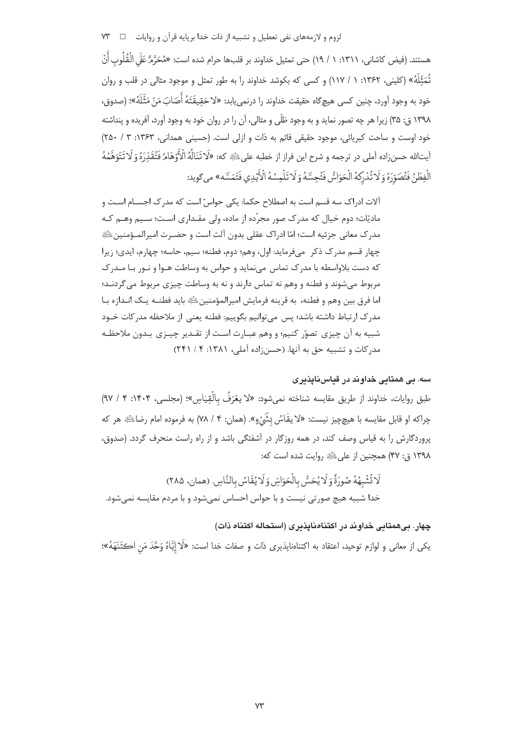هستند. (فیض کاشانی، ۱۳۱۱: ۱ / ۱۹) حتی تمثیل خداوند بر قلب‌ها حرام شده است: «مُحَرَّمٌ عَلَى الْقُلُوبِ أَنْ تُمَثِّلَهُ» (کلینی، ۱۳۶۲: ۱ / ۱۱۷) و کسی که بکوشد خداوند را به طور تمثل و موجود مثالی در قلب و روان خود به وجود آورد، چنین کسی هیچ‌گاه حقیقت خداوند را درنمی‌یابد: «لا حَقِيقَتَهُ أَصَابَ مَنْ مَثَّلَهُ»؛ (صدوق، ۱۳۹۸ ق: ۳۵) زیرا هر چه تصور نماید و به وجود ظلّی و مثالی، آن را در روان خود به وجود آورد، آفریده و پنداشته خود اوست و ساحت کبریائی، موجود حقیقی قائم به ذات و ازلی است. (حسینی همدانی، ۱۳۶۳: ۳ / ۲۵۰) آیت‌الله حسن‌زاده آملی در ترجمه و شرح این فراز از خطبه علی علیه السلام که: «لَا تَنَالُهُ الْأَوْهَامُ فَتُقَدِّرَهُ وَ لَا تَتَوَهَّمُهُ الْفِطَنُ فَتُصَوِّرَهُ وَ لَا تُدْرِكُهُ الْحَوَاسُّ فَتُحِسَّهُ وَ لَا تَلْمِسُهُ الْأَيْدِي فَتَمَسَّهُ» می‌گوید:

> آلات ادراک سه قسم است به اصطلاح حکما: یکی حواسّ است که مدرک اجسام است و مادیّات؛ دوم خیال که مدرک صور مجرّده از ماده، ولی مقداری است؛ سیم وهم که مدرک معانی جزئیه است؛ امّا ادراک عقلی بدون آلت است و حضرت امیرالمؤمنین علیه السلام چهار قسم مدرک ذکر می‌فرماید: اول، وهم؛ دوم، فطنه؛ سیم، حاسه؛ چهارم، ایدی؛ زیرا که دست بلاواسطه با مدرک تماس می‌نماید و حواس به وساطت هوا و نور با مدرک مربوط می‌شوند و فطنه و وهم نه تماس دارند و نه به وساطت چیزی مربوط می‌گردند؛ اما فرق بین وهم و فطنه، به قرینه فرمایش امیرالمؤمنین علیه السلام باید فطنه یک اندازه با مدرک ارتباط داشته باشد؛ پس می‌توانیم بگوییم: فطنه یعنی از ملاحظه مدرکات خود شبیه به آن چیزی تصوّر کنیم؛ و وهم عبارت است از تقدیر چیزی بدون ملاحظه مدرکات و تشبیه حق به آنها. (حسن‌زاده آملی، ۱۳۸۱: ۴ / ۲۴۱)

### سه. بی همتایی خداوند در قیاس‌ناپذیری

طبق روایات، خداوند از طریق مقایسه شناخته نمی‌شود: «لا يعْرَفُ بِالْقِيَاسِ»؛ (مجلسی، ۱۴۰۴: ۴ / ۹۷) چراکه او قابل مقایسه با هیچ‌چیز نیست: «لا يقَاسُ بِشَيْءٍ». (همان: ۴ / ۷۸) به فرموده امام رضا علیه السلام هر که پروردگارش را به قیاس وصف کند، در همه روزگار در آشفتگی باشد و از راه راست منحرف گردد. (صدوق، ۱۳۹۸ ق: ۴۷) همچنین از علی علیه السلام روایت شده است که:

لَا تُشْبِهُهُ صُورَةٌ وَ لَا يُحَسُّ بِالْحَوَاسِّ وَ لَا يُقَاسُ بِالنَّاسِ. (همان، ۲۸۵)
خدا شبیه هیچ صورتی نیست و با حواس احساس نمی‌شود و با مردم مقایسه نمی‌شود.

### چهار. بی‌همتایی خداوند در اکتناه‌ناپذیری (استحاله اکتناه ذات)

یکی از معانی و لوازم توحید، اعتقاد به اکتناه‌ناپذیری ذات و صفات خدا است: «لَا إِيَّاهُ وَحَّدَ مَنِ اكْتَنَهَهُ»؛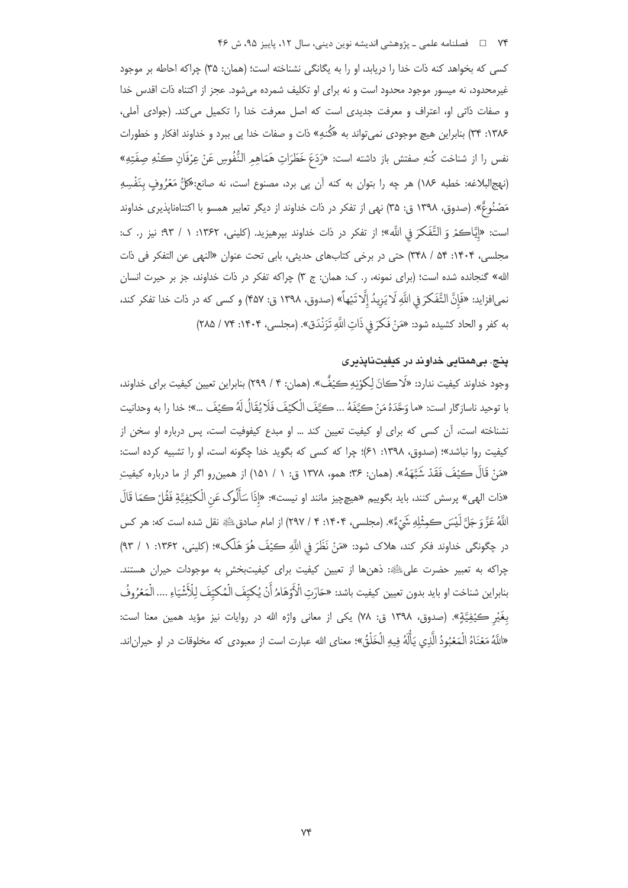کسی که بخواهد کنه ذات خدا را دریابد، او را به یگانگی نشناخته است؛ (همان: ۳۵) چراکه احاطه بر موجود غیرمحدود، نه میسور موجود محدود است و نه برای او تکلیف شمرده می‌شود. عجز از اکتناه ذات اقدس خدا و صفات ذاتی او، اعتراف و معرفت جدیدی است که اصل معرفت خدا را تکمیل می‌کند. (جوادی آملی، ۱۳۸۶: ۳۴) بنابراین هیچ موجودی نمی‌تواند به «کُنهِ» ذات و صفات خدا پی ببرد و خداوند افکار و خطورات نفس را از شناخت کُنهِ صفتش باز داشته است: «رَدَعَ خَطَرَاتِ هَمَاهِمِ النُّفُوسِ عَنْ عِرْفَانِ كُنْهِ صِفَتِهِ» (نهج‌البلاغه: خطبه ۱۸۶) هر چه را بتوان به کنه آن پی برد، مصنوع است، نه صانع:«كُلُّ مَعْرُوفٍ بِنَفْسِهِ مَصْنُوعٌ». (صدوق، ۱۳۹۸ ق: ۳۵) نهی از تفکر در ذات خداوند از دیگر تعابیر همسو با اکتناه‌ناپذیری خداوند است: «إِيَّاكُمْ وَ التَّفَكُّرَ فِي اللَّهِ»؛ از تفکر در ذات خداوند بپرهیزید. (کلینی، ۱۳۶۲: ۱ / ۹۳؛ نیز ر. ک: مجلسی، ۱۴۰۴: ۵۴ / ۳۴۸) حتی در برخی کتاب‌های حدیثی، بابی تحت عنوان «النهی عن التفکر فی ذات الله» گنجانده شده است؛ (برای نمونه، ر. ک: همان: ج ۳) چراکه تفکر در ذات خداوند، جز بر حیرت انسان نمی‌افزاید: «فَإِنَّ التَّفَكُّرَ فِي اللَّهِ لَا يَزِيدُ إِلَّا تَيْهاً» (صدوق، ۱۳۹۸ ق: ۴۵۷) و کسی که در ذات خدا تفکر کند، به کفر و الحاد کشیده شود: «مَنْ فَكَّرَ فِي ذَاتِ اللَّهِ تَزَنْدَقَ». (مجلسی، ۱۴۰۴: ۷۴ / ۲۸۵)

### پنج. بی‌همتایی خداوند در کیفیت‌ناپذیری

وجود خداوند کیفیت ندارد: «لَا كَانَ لِكَوْنِهِ كَيْفٌ». (همان: ۴ / ۲۹۹) بنابراین تعیین کیفیت برای خداوند، با توحید ناسازگار است: «ما وَحَّدَهُ مَنْ كَيَّفَهُ ... كَيَّفَ الْكَيْفَ فَلَا يُقَالُ لَهُ كَيْفَ ...»؛ خدا را به وحدانیت نشناخته است، آن کسی که برای او کیفیت تعیین کند ... او مبدع کیفوفیت است، پس درباره او سخن از کیفیت روا نباشد»؛ (صدوق، ۱۳۹۸: ۶۱)؛ چرا که کسی که بگوید خدا چگونه است، او را تشبیه کرده است: «مَنْ قَالَ كَيْفَ فَقَدْ شَبَّهَهُ». (همان: ۳۶؛ همو، ۱۳۷۸ ق: ۱ / ۱۵۱) از همین‌رو اگر از ما درباره کیفیتِ «ذات الهی» پرسش کنند، باید بگوییم «هیچ‌چیز مانند او نیست»: «إِذَا سَأَلُوكَ عَنِ الْكَيْفِيَّةِ فَقُلْ كَمَا قَالَ اللَّهُ عَزَّ وَ جَلَّ لَيْسَ كَمِثْلِهِ شَيْءٌ». (مجلسی، ۱۴۰۴: ۴ / ۲۹۷) از امام صادق علیه السلام نقل شده است که: هر کس در چگونگی خداوند فکر کند، هلاک شود: «مَنْ نَظَرَ فِي اللَّهِ كَيْفَ هُوَ هَلَكَ»؛ (کلینی، ۱۳۶۲: ۱ / ۹۳) چراکه به تعبیر حضرت علی علیه السلام: ذهن‌ها از تعیین کیفیت برای کیفیت‌بخشِ به موجودات حیران هستند. بنابراین شناخت او باید بدون تعیین کیفیت باشد: «حَارَتِ الْأَوْهَامُ أَنْ يُكَيِّفَ الْمُكَيِّفَ لِلْأَشْيَاءِ .... الْمَعْرُوفُ بِغَيْرِ كَيْفِيَّةٍ». (صدوق، ۱۳۹۸ ق: ۷۸) یکی از معانی واژه الله در روایات نیز مؤید همین معنا است: «اللَّهُ مَعْنَاهُ الْمَعْبُودُ الَّذِي يَأْلَهُ فِيهِ الْخَلْقُ»؛ معنای الله عبارت است از معبودی که مخلوقات در او حیران‌اند.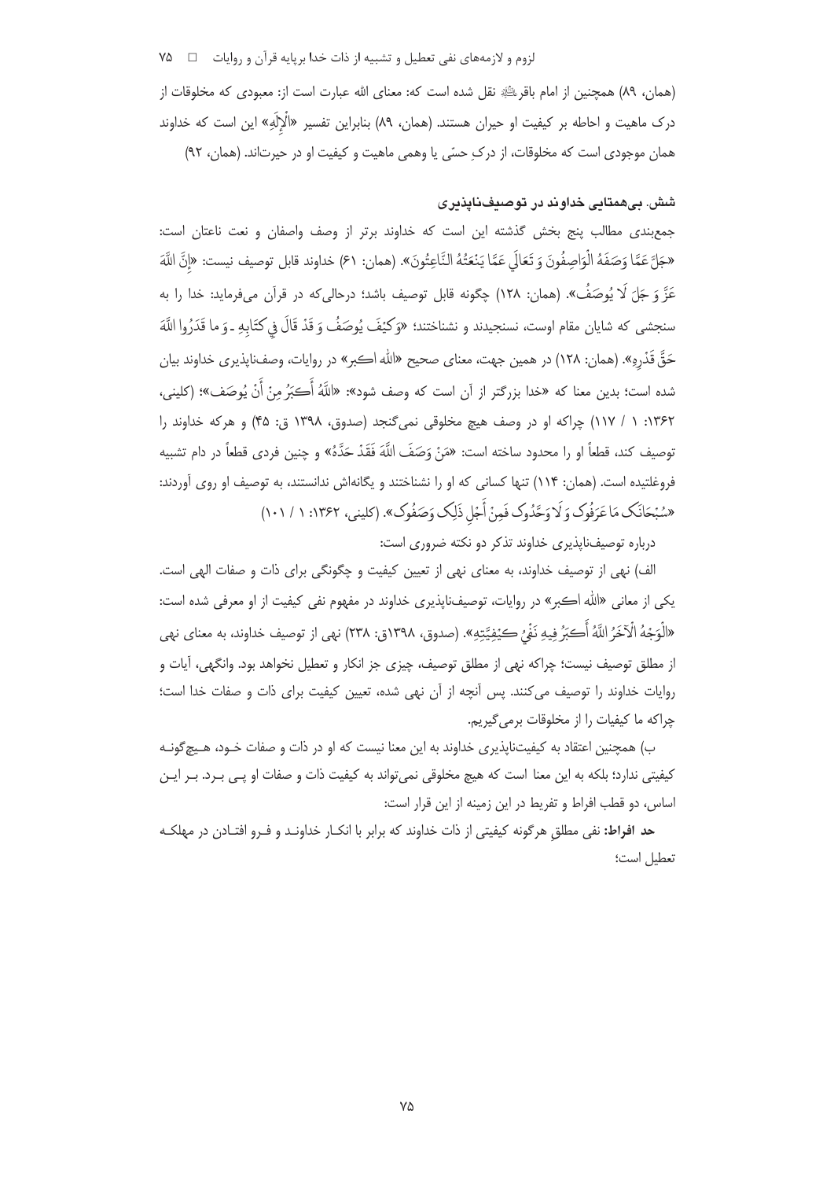(همان، ۸۹) همچنین از امام باقر﵇ نقل شده است که: معنای الله عبارت است از: معبودی که مخلوقات از درک ماهیت و احاطه بر کیفیت او حیران هستند. (همان، ۸۹) بنابراین تفسیر «الْإِلَهِ» این است که خداوند همان موجودی است که مخلوقات، از درکِ حسّی یا وهمی ماهیت و کیفیت او در حیرت‌اند. (همان، ۹۲)

### شش. بی‌همتایی خداوند در توصیف‌ناپذیری

جمع‌بندی مطالب پنج بخش گذشته این است که خداوند برتر از وصف واصفان و نعت ناعتان است: «جَلَّ عَمَّا وَصَفَهُ الْوَاصِفُونَ وَ تَعَالَى عَمَّا يَنْعَتُهُ النَّاعِتُونَ». (همان: ۶۱) خداوند قابل توصیف نیست: «إِنَّ اللَّهَ عَزَّ وَ جَلَ لَا يُوصَفُ». (همان: ۱۲۸) چگونه قابل توصیف باشد؛ درحالی‌که در قرآن می‌فرماید: خدا را به سنجشی که شایان مقام اوست، نسنجیدند و نشناختند؛ «وَكَيْفَ يُوصَفُ وَ قَدْ قَالَ فِي كِتَابِهِ - وَ ما قَدَرُوا اللَّهَ حَقَّ قَدْرِهِ». (همان: ۱۲۸) در همین جهت، معنای صحیح «الله اکبر» در روایات، وصف‌ناپذیری خداوند بیان شده است؛ بدین معنا که «خدا بزرگتر از آن است که وصف شود»: «اللَّهُ أَكْبَرُ مِنْ أَنْ يُوصَفَ»؛ (کلینی، ۱۳۶۲: ۱ / ۱۱۷) چراکه او در وصف هیچ مخلوقی نمی‌گنجد (صدوق، ۱۳۹۸ ق: ۴۵) و هرکه خداوند را توصیف کند، قطعاً او را محدود ساخته است: «مَنْ وَصَفَ اللَّهَ فَقَدْ حَدَّهُ» و چنین فردی قطعاً در دام تشبیه فروغلتیده است. (همان: ۱۱۴) تنها کسانی که او را نشناختند و یگانه‌اش ندانستند، به توصیف او روی آوردند: «سُبْحَانَکَ مَا عَرَفُوکَ وَ لَا وَحَّدُوکَ فَمِنْ أَجْلِ ذَلِکَ وَصَفُوکَ». (کلینی، ۱۳۶۲: ۱ / ۱۰۱)

درباره توصیف‌ناپذیری خداوند تذکر دو نکته ضروری است:

الف) نهی از توصیف خداوند، به معنای نهی از تعیین کیفیت و چگونگی برای ذات و صفات الهی است. یکی از معانی «الله اکبر» در روایات، توصیف‌ناپذیری خداوند در مفهوم نفی کیفیت از او معرفی شده است: «الْوَجْهُ الْآخَرُ اللَّهُ أَكْبَرُ فِيهِ نَفْيُ كَيْفِيَّتِهِ». (صدوق، ۱۳۹۸ق: ۲۳۸) نهی از توصیف خداوند، به معنای نهی از مطلق توصیف نیست؛ چراکه نهی از مطلق توصیف، چیزی جز انکار و تعطیل نخواهد بود. وانگهی، آیات و روایات خداوند را توصیف می‌کنند. پس آنچه از آن نهی شده، تعیین کیفیت برای ذات و صفات خدا است؛ چراکه ما کیفیات را از مخلوقات برمی‌گیریم.

ب) همچنین اعتقاد به کیفیت‌ناپذیری خداوند به این معنا نیست که او در ذات و صفات خـود، هـیچ‌گونـه کیفیتی ندارد؛ بلکه به این معنا است که هیچ مخلوقی نمی‌تواند به کیفیت ذات و صفات او پـی بـرد. بـر ایـن اساس، دو قطب افراط و تفریط در این زمینه از این قرار است:

**حد افراط:** نفی مطلقِ هرگونه کیفیتی از ذات خداوند که برابر با انکـار خداونـد و فـرو افتـادن در مهلکـه تعطیل است؛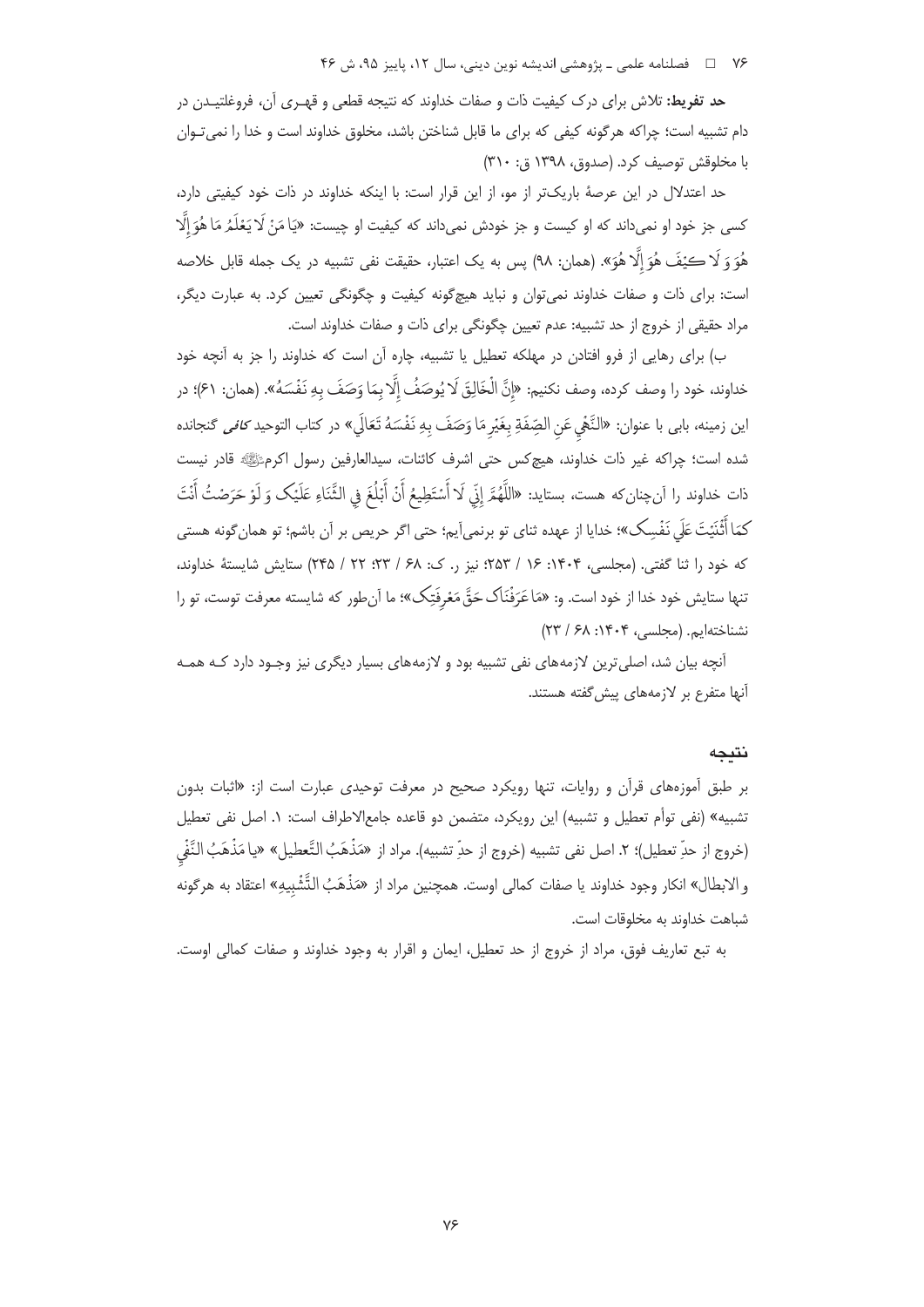**حد تفریط:** تلاش برای درک کیفیت ذات و صفات خداوند که نتیجه قطعی و قهـری آن، فروغلتیـدن در دام تشبیه است؛ چراکه هرگونه کیفی که برای ما قابل شناختن باشد، مخلوق خداوند است و خدا را نمی‌تـوان با مخلوقش توصیف کرد. (صدوق، ۱۳۹۸ ق: ۳۱۰)

حد اعتدال در این عرصهٔ باریک‌تر از مو، از این قرار است: با اینکه خداوند در ذات خود کیفیتی دارد، کسی جز خود او نمی‌داند که او کیست و جز خودش نمی‌داند که کیفیت او چیست: «يَا مَنْ لَا يَعْلَمُ مَا هُوَ إِلَّا هُوَ وَ لَا كَيْفَ هُوَ إِلَّا هُوَ». (همان: ۹۸) پس به یک اعتبار، حقیقت نفی تشبیه در یک جمله قابل خلاصه است: برای ذات و صفات خداوند نمی‌توان و نباید هیچ‌گونه کیفیت و چگونگی تعیین کرد. به عبارت دیگر، مراد حقیقی از خروج از حد تشبیه: عدم تعیین چگونگی برای ذات و صفات خداوند است.

ب) برای رهایی از فرو افتادن در مهلکه تعطیل یا تشبیه، چاره آن است که خداوند را جز به آنچه خود خداوند، خود را وصف کرده، وصف نکنیم: «إِنَّ الْخَالِقَ لَا يُوصَفُ إِلَّا بِمَا وَصَفَ بِهِ نَفْسَهُ». (همان: ۶۱)؛ در این زمینه، بابی با عنوان: «النَّهْيِ عَنِ الصِّفَةِ بِغَيْرِ مَا وَصَفَ بِهِ نَفْسَهُ تَعَالَى» در کتاب التوحید *کافی* گنجانده شده است؛ چراکه غیر ذات خداوند، هیچ‌کس حتی اشرف کائنات، سیدالعارفین رسول اکرم ﷺ قادر نیست ذات خداوند را آن‌چنان‌که هست، بستاید: «اللَّهُمَّ إِنِّي لَا أَسْتَطِيعُ أَنْ أَبْلُغَ فِي الثَّنَاءِ عَلَيْكَ وَ لَوْ حَرَصْتُ أَنْتَ كَمَا أَثْنَيْتَ عَلَى نَفْسِكَ»؛ خدایا از عهده ثنای تو برنمی‌آیم؛ حتی اگر حریص بر آن باشم؛ تو همان‌گونه هستی که خود را ثنا گفتی. (مجلسی، ۱۴۰۴: ۱۶ / ۲۵۳؛ نیز ر. ک: ۶۸ / ۲۳؛ ۲۲ / ۲۴۵) ستایش شایستهٔ خداوند، تنها ستایش خود خدا از خود است. و: «مَا عَرَفْنَاكَ حَقَّ مَعْرِفَتِكَ»؛ ما آن‌طور که شایسته معرفت توست، تو را نشناخته‌ایم. (مجلسی، ۱۴۰۴: ۶۸ / ۲۳)

آنچه بیان شد، اصلی‌ترین لازمه‌های نفی تشبیه بود و لازمه‌های بسیار دیگری نیز وجـود دارد کـه همـه آنها متفرع بر لازمه‌های پیش‌گفته هستند.

## نتیجه

بر طبق آموزه‌های قرآن و روایات، تنها رویکرد صحیح در معرفت توحیدی عبارت است از: «اثبات بدون تشبیه» (نفی توأم تعطیل و تشبیه) این رویکرد، متضمن دو قاعده جامع‌الاطراف است: ۱. اصل نفی تعطیل (خروج از حدّ تعطیل)؛ ۲. اصل نفی تشبیه (خروج از حدّ تشبیه). مراد از «مَذْهَبُ التَّعطیل» «یا مَذْهَبُ النَّفْیِ و الابطال» انکار وجود خداوند یا صفات کمالی اوست. همچنین مراد از «مَذْهَبُ التَّشْبِيهِ» اعتقاد به هرگونه شباهت خداوند به مخلوقات است.

به تبع تعاریف فوق، مراد از خروج از حد تعطیل، ایمان و اقرار به وجود خداوند و صفات کمالی اوست.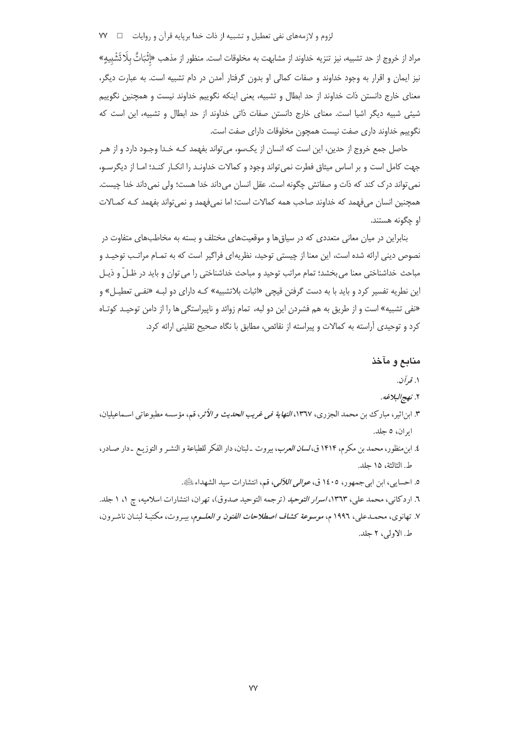مراد از خروج از حد تشبیه، نیز تنزیه خداوند از مشابهت به مخلوقات است. منظور از مذهب «إِثْبَاتٌ بِلَا تَشْبِیهٍ» نیز ایمان و اقرار به وجود خداوند و صفات کمالی او بدون گرفتار آمدن در دام تشبیه است. به عبارت دیگر، معنای خارج دانستن ذات خداوند از حد ابطال و تشبیه، یعنی اینکه نگوییم خداوند نیست و همچنین نگوییم شیئی شبیه دیگر اشیا است. معنای خارج دانستن صفات ذاتی خداوند از حد ابطال و تشبیه، این است که نگوییم خداوند داری صفت نیست همچون مخلوقات دارای صفت است.

حاصل جمع خروج از حدین، این است که انسان از یک‌سو، می‌تواند بفهمد کـه خـدا وجـود دارد و از هـر جهت کامل است و بر اساس میثاق فطرت نمی‌تواند وجود و کمالات خداونـد را انکـار کنـد؛ امـا از دیگرسـو، نمی‌تواند درک کند که ذات و صفاتش چگونه است. عقل انسان می‌داند خدا هست؛ ولی نمی‌داند خدا چیست. همچنین انسان می‌فهمد که خداوند صاحب همه کمالات است؛ اما نمی‌فهمد و نمی‌تواند بفهمد کـه کمـالات او چگونه هستند.

بنابراین در میان معانی متعددی که در سیاق‌ها و موقعیت‌های مختلف و بسته به مخاطب‌های متفاوت در نصوص دینی ارائه شده است، این معنا از چیستی توحید، نظریه‌ای فراگیر است که به تمـام مراتـب توحیـد و مباحث خداشناختی معنا می‌بخشد؛ تمام مراتب توحید و مباحث خداشناختی را می‌توان و باید در ظـلّ و ذیـل این نظریه تفسیر کرد و باید با به دست گرفتن قیچی «اثبات بلاتشبیه» کـه دارای دو لبـه «نفـی تعطیـل» و «نفی تشبیه» است و از طریق به هم فشردن این دو لبه، تمام زوائد و ناپیراستگی‌ها را از دامن توحیـد کوتـاه کرد و توحیدی آراسته به کمالات و پیراسته از نقائص، مطابق با نگاه صحیح ثقلینی ارائه کرد.

## منابع و مآخذ

۱. *قرآن*.

۲. *نهج‌البلاغه*.

۳. ابن‌اثیر، مبارک بن محمد الجزری، ۱۳۶۷، *النهایة فی غریب الحدیث و الأثر*، قم، مؤسسه مطبوعاتی اسـماعیلیان، ایران، ۵ جلد.

٤. ابن‌منظور، محمد بن مکرم، ۱۴۱۴ ق، *لسان العرب*، بیروت ـ لبنان، دار الفکر للطباعة و النشـر و التوزیـع ـ دار صـادر، ط. الثالثة، ۱۵ جلد.

٥. احسایی، ابن ابی‌جمهور، ١٤٠٥ ق، *عوالی اللآلی*، قم، انتشارات سید الشهداء علیه‌السلام.

٦. اردکانی، محمد علی، ١٣٦٣، *اسرار التوحید* (ترجمه التوحید صدوق)، تهران، انتشارات اسلامیه، چ ١، ١ جلد.

٧. تهانوی، محمـدعلی، ١٩٩٦ م، *موسوعة کشاف اصطلاحات الفنون و العلـوم*، بیـروت، مکتبـة لبنـان ناشـرون، ط. الاولی، ٢ جلد.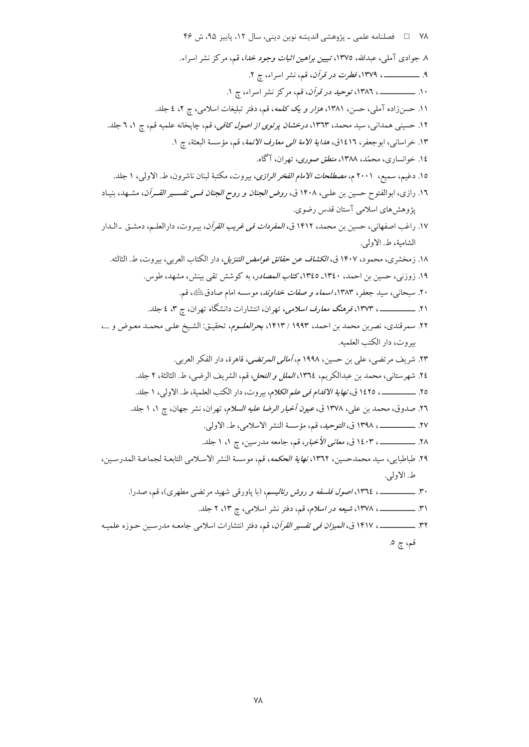۸. جوادی آملی، عبدالله، ۱۳۷۵، *تبیین براهین اثبات وجود خدا*، قم، مرکز نشر اسراء.

۹. ـــــــــــ ، ۱۳۷۹، *فطرت در قرآن*، قم، نشر اسراء، چ ۲.

۱۰. ـــــــــــ ، ۱۳۸٦، *توحید در قرآن*، قم، مرکز نشر اسراء، چ ۱.

۱۱. حسن‌زاده آملی، حسن، ۱۳۸۱، *هزار و یک کلمه*، قم، دفتر تبلیغات اسلامی، چ ۲، ٤ جلد.

۱۲. حسینی همدانی، سید محمد، ۱۳٦۳، *درخشان پرتوی از اصول کافی*، قم، چاپخانه علمیه قم، چ ۱، ٦ جلد.

۱۳. خراسانی، ابوجعفر، ١٤١٦ق، *هداية الامة الى معارف الائمة*، قم، مؤسسة البعثة، چ ۱.

١٤. خوانساری، محمّد، ۱۳۸۸، *منطق صوری*، تهران، آگاه.

١٥. دغیم، سمیع، ۲۰۰۱ م، *مصطلحات الامام الفخر الرازی*، بیروت، مکتبة لبنان ناشرون، ط. الاولى، ۱ جلد.

١٦. رازی، ابوالفتوح حسین بن علی، ۱۴۰۸ ق، *روض الجنان و روح الجنان فی تفسیر القرآن*، مشهد، بنیاد پژوهش‌های اسلامی آستان قدس رضوی.

۱۷. راغب اصفهانی، حسین بن محمد، ۱۴۱۲ ق، *المفردات فی غریب القرآن*، بیروت، دارالعلم، دمشق ـ الدار الشامية، ط. الاولى.

۱۸. زمخشری، محمود، ۱۴۰۷ ق، *الکشاف عن حقائق غوامض التنزیل*، دار الکتاب العربی، بیروت، ط. الثالثه.

۱۹. زوزنی، حسین بن احمد، ۱۳٤٠ـ ۱۳٤٥، *کتاب المصادر*، به کوشش تقی بینش، مشهد، طوس.

۲۰. سبحانی، سید جعفر، ۱۳۸۳، *اسماء و صفات خداوند*، موسسه امام صادقؑ، قم.

۲۱. ـــــــــــ ، ۱۳۷۳، *فرهنگ معارف اسلامی*، تهران، انتشارات دانشگاه تهران، چ ۳، ٤ جلد.

۲۲. سمرقندی، نصربن محمد بن احمد، ۱۹۹۳ / ۱۴۱۳، *بحرالعلوم*، تحقیق: الشیخ علی محمد معوض و ...، بیروت، دار الکتب العلمیه.

۲۳. شریف مرتضی، علی بن حسین، ۱۹۹۸ م، *أمالی المرتضی*، قاهرة، دار الفکر العربی.

۲٤. شهرستانی، محمد بن عبدالکریم، ۱۳٦٤، *الملل و النحل*، قم، الشریف الرضی، ط. الثالثة، ۲ جلد.

۲٥. ـــــــــــ ، ١٤٢٥ ق، *نهایة الاقدام فی علم الکلام*، بیروت، دار الکتب العلمیة، ط. الاولى، ۱ جلد.

۲٦. صدوق، محمد بن علی، ۱۳۷۸ ق، *عیون أخبار الرضا علیه السلام*، تهران، نشر جهان، چ ۱، ۱ جلد.

۲۷. ـــــــــــ ، ۱۳۹۸ ق، *التوحید*، قم، مؤسسة النشر الاسلامی، ط. الاولى.

۲۸. ـــــــــــ ، ۱٤٠۳ ق، *معانی الأخبار*، قم، جامعه مدرسین، چ ۱، ۱ جلد.

۲۹. طباطبایی، سید محمدحسین، ۱۳٦۲، *نهایة الحکمه*، قم، موسسة النشر الاسلامی التابعة لجماعة المدرسین، ط. الاولى.

۳۰. ـــــــــــ ، ۱۳٦٤، *اصول فلسفه و روش رئالیسم*، (با پاورقی شهید مرتضی مطهری)، قم، صدرا.

۳۱. ـــــــــــ ، ۱۳۷۸، *شیعه در اسلام*، قم، دفتر نشر اسلامی، چ ۱۳، ۲ جلد.

۳۲. ـــــــــــ ، ۱۴۱۷ ق، *المیزان فی تفسیر القرآن*، قم، دفتر انتشارات اسلامی جامعه مدرسین حوزه علمیه قم، چ ٥.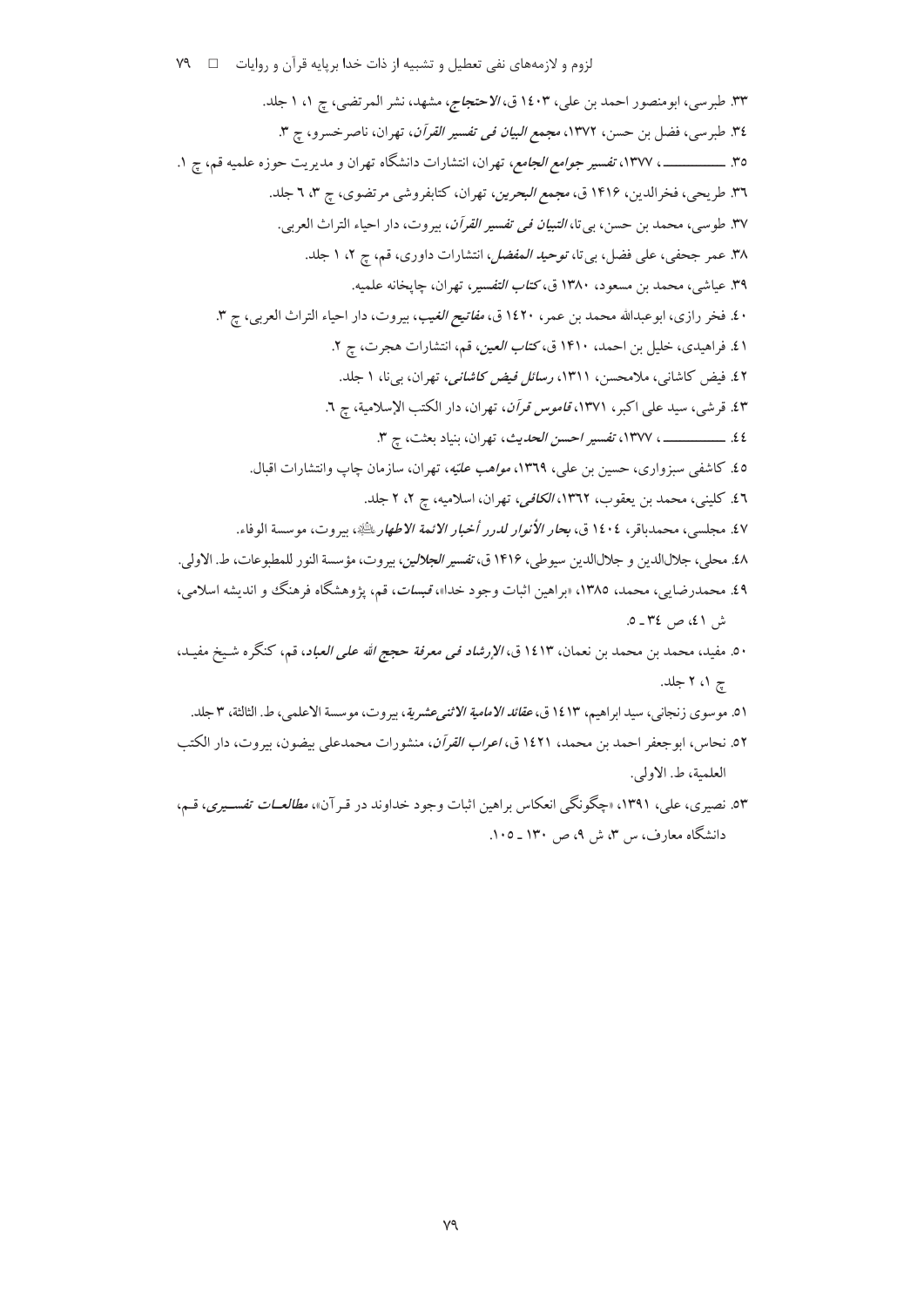۳۳. طبرسی، ابومنصور احمد بن علی، ١٤٠٣ ق، *الاحتجاج*، مشهد، نشر المرتضی، چ ۱، ۱ جلد.

۳٤. طبرسی، فضل بن حسن، ۱۳۷۲، *مجمع البیان فی تفسیر القرآن*، تهران، ناصرخسرو، چ ۳.

۳۵. ـــــــــــــ ، ۱۳۷۷، *تفسیر جوامع الجامع*، تهران، انتشارات دانشگاه تهران و مدیریت حوزه علمیه قم، چ ۱.

۳٦. طریحی، فخرالدین، ۱۴۱۶ ق، *مجمع البحرین*، تهران، کتابفروشی مرتضوی، چ ۳، ٦ جلد.

۳۷. طوسی، محمد بن حسن، بی‌تا، *التبیان فی تفسیر القرآن*، بیروت، دار احیاء التراث العربی.

۳۸. عمر جحفی، علی فضل، بی‌تا، *توحید المفضل*، انتشارات داوری، قم، چ ۲، ۱ جلد.

۳۹. عیاشی، محمد بن مسعود، ۱۳۸۰ ق، *کتاب التفسیر*، تهران، چاپخانه علمیه.

٤٠. فخر رازی، ابوعبدالله محمد بن عمر، ۱٤۲۰ ق، *مفاتیح الغیب*، بیروت، دار احیاء التراث العربی، چ ۳.

٤١. فراهیدی، خلیل بن احمد، ۱٤۱۰ ق، *کتاب العین*، قم، انتشارات هجرت، چ ۲.

٤۲. فیض کاشانی، ملامحسن، ۱۳۱۱، *رسائل فیض کاشانی*، تهران، بی‌نا، ۱ جلد.

٤۳. قرشی، سید علی اکبر، ۱۳۷۱، *قاموس قرآن*، تهران، دار الکتب الإسلامیة، چ ٦.

٤٤. ـــــــــــــ ، ۱۳۷۷، *تفسیر احسن الحدیث*، تهران، بنیاد بعثت، چ ۳.

٤٥. کاشفی سبزواری، حسین بن علی، ۱۳٦۹، *مواهب علیّه*، تهران، سازمان چاپ وانتشارات اقبال.

٤٦. کلینی، محمد بن یعقوب، ۱۳٦۲، *الکافی*، تهران، اسلامیه، چ ۲، ۲ جلد.

٤۷. مجلسی، محمدباقر، ۱٤٠٤ ق، *بحار الأنوار لدرر أخبار الائمة الاطهار*ﷺ، بیروت، موسسة الوفاء.

٤۸. محلی، جلال‌الدین و جلال‌الدین سیوطی، ۱۴۱۶ ق، *تفسیر الجلالین*، بیروت، مؤسسة النور للمطبوعات، ط. الاولی.

٤۹. محمدرضایی، محمد، ۱۳۸۵، «براهین اثبات وجود خدا»، *قبسات*، قم، پژوهشگاه فرهنگ و اندیشه اسلامی، ش ٤۱، ص ۳٤ ـ ۵.

۵٠. مفید، محمد بن محمد بن نعمان، ۱٤۱۳ ق، *الإرشاد فی معرفة حجج الله علی العباد*، قم، کنگره شیخ مفید، چ ۱، ۲ جلد.

۵۱. موسوی زنجانی، سید ابراهیم، ۱٤۱۳ ق، *عقائد الامامیة الاثنی‌عشریة*، بیروت، موسسة الاعلمی، ط. الثالثة، ۳ جلد.

۵۲. نحاس، ابوجعفر احمد بن محمد، ۱٤۲۱ ق، *اعراب القرآن*، منشورات محمدعلی بیضون، بیروت، دار الکتب العلمیة، ط. الاولی.

۵۳. نصیری، علی، ۱۳۹۱، «چگونگی انعکاس براهین اثبات وجود خداوند در قرآن»، *مطالعات تفسیری*، قم، دانشگاه معارف، س ۳، ش ۹، ص ۱۳٠ ـ ۱٠۵.